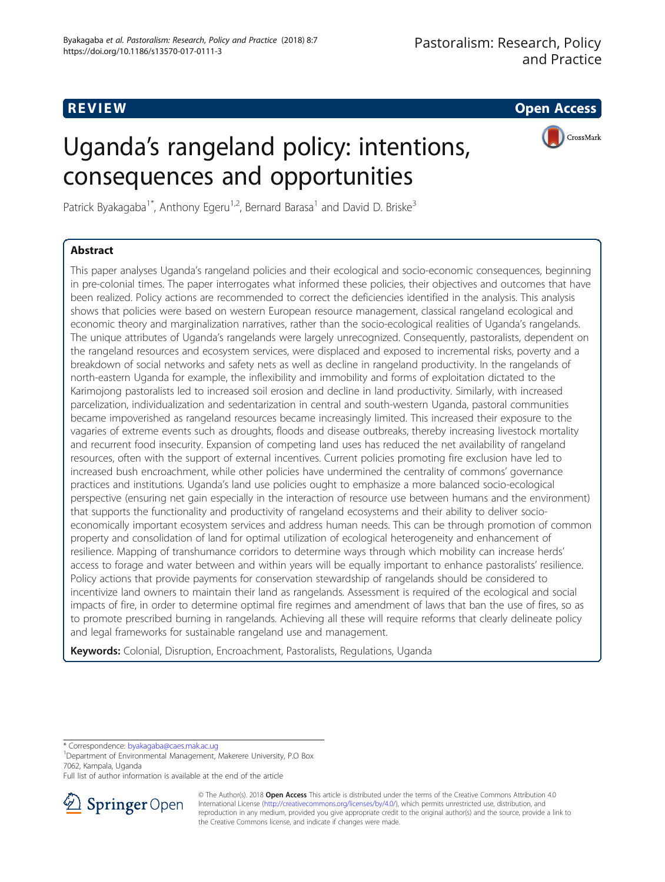REVIEW

Open Access

# Uganda's rangeland policy: intentions, consequences and opportunities

Patrick Byakagaba[1*], Anthony Egeru[1,2], Bernard Barasa[1] and David D. Briske[3]

## Abstract

This paper analyses Uganda's rangeland policies and their ecological and socio-economic consequences, beginning in pre-colonial times. The paper interrogates what informed these policies, their objectives and outcomes that have been realized. Policy actions are recommended to correct the deficiencies identified in the analysis. This analysis shows that policies were based on western European resource management, classical rangeland ecological and economic theory and marginalization narratives, rather than the socio-ecological realities of Uganda's rangelands. The unique attributes of Uganda's rangelands were largely unrecognized. Consequently, pastoralists, dependent on the rangeland resources and ecosystem services, were displaced and exposed to incremental risks, poverty and a breakdown of social networks and safety nets as well as decline in rangeland productivity. In the rangelands of north-eastern Uganda for example, the inflexibility and immobility and forms of exploitation dictated to the Karimojong pastoralists led to increased soil erosion and decline in land productivity. Similarly, with increased parcelization, individualization and sedentarization in central and south-western Uganda, pastoral communities became impoverished as rangeland resources became increasingly limited. This increased their exposure to the vagaries of extreme events such as droughts, floods and disease outbreaks, thereby increasing livestock mortality and recurrent food insecurity. Expansion of competing land uses has reduced the net availability of rangeland resources, often with the support of external incentives. Current policies promoting fire exclusion have led to increased bush encroachment, while other policies have undermined the centrality of commons' governance practices and institutions. Uganda's land use policies ought to emphasize a more balanced socio-ecological perspective (ensuring net gain especially in the interaction of resource use between humans and the environment) that supports the functionality and productivity of rangeland ecosystems and their ability to deliver socio-economically important ecosystem services and address human needs. This can be through promotion of common property and consolidation of land for optimal utilization of ecological heterogeneity and enhancement of resilience. Mapping of transhumance corridors to determine ways through which mobility can increase herds' access to forage and water between and within years will be equally important to enhance pastoralists' resilience. Policy actions that provide payments for conservation stewardship of rangelands should be considered to incentivize land owners to maintain their land as rangelands. Assessment is required of the ecological and social impacts of fire, in order to determine optimal fire regimes and amendment of laws that ban the use of fires, so as to promote prescribed burning in rangelands. Achieving all these will require reforms that clearly delineate policy and legal frameworks for sustainable rangeland use and management.

**Keywords:** Colonial, Disruption, Encroachment, Pastoralists, Regulations, Uganda

\* Correspondence: byakagaba@caes.mak.ac.ug
[1]Department of Environmental Management, Makerere University, P.O Box 7062, Kampala, Uganda
Full list of author information is available at the end of the article

© The Author(s). 2018 **Open Access** This article is distributed under the terms of the Creative Commons Attribution 4.0 International License (http://creativecommons.org/licenses/by/4.0/), which permits unrestricted use, distribution, and reproduction in any medium, provided you give appropriate credit to the original author(s) and the source, provide a link to the Creative Commons license, and indicate if changes were made.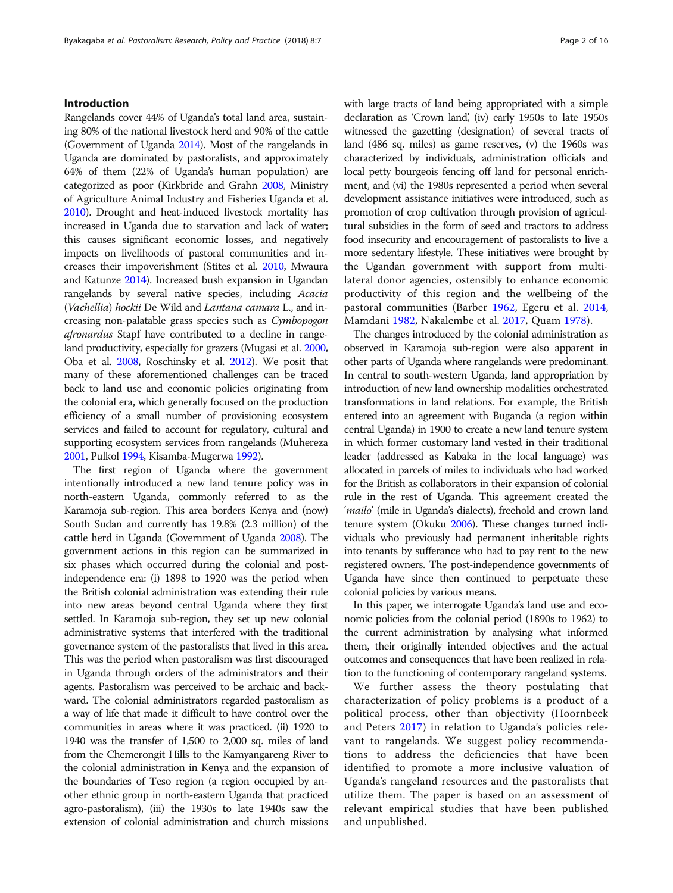## Introduction

Rangelands cover 44% of Uganda's total land area, sustaining 80% of the national livestock herd and 90% of the cattle (Government of Uganda 2014). Most of the rangelands in Uganda are dominated by pastoralists, and approximately 64% of them (22% of Uganda's human population) are categorized as poor (Kirkbride and Grahn 2008, Ministry of Agriculture Animal Industry and Fisheries Uganda et al. 2010). Drought and heat-induced livestock mortality has increased in Uganda due to starvation and lack of water; this causes significant economic losses, and negatively impacts on livelihoods of pastoral communities and increases their impoverishment (Stites et al. 2010, Mwaura and Katunze 2014). Increased bush expansion in Ugandan rangelands by several native species, including *Acacia* (*Vachellia*) *hockii* De Wild and *Lantana camara* L., and increasing non-palatable grass species such as *Cymbopogon afronardus* Stapf have contributed to a decline in rangeland productivity, especially for grazers (Mugasi et al. 2000, Oba et al. 2008, Roschinsky et al. 2012). We posit that many of these aforementioned challenges can be traced back to land use and economic policies originating from the colonial era, which generally focused on the production efficiency of a small number of provisioning ecosystem services and failed to account for regulatory, cultural and supporting ecosystem services from rangelands (Muhereza 2001, Pulkol 1994, Kisamba-Mugerwa 1992).

The first region of Uganda where the government intentionally introduced a new land tenure policy was in north-eastern Uganda, commonly referred to as the Karamoja sub-region. This area borders Kenya and (now) South Sudan and currently has 19.8% (2.3 million) of the cattle herd in Uganda (Government of Uganda 2008). The government actions in this region can be summarized in six phases which occurred during the colonial and post-independence era: (i) 1898 to 1920 was the period when the British colonial administration was extending their rule into new areas beyond central Uganda where they first settled. In Karamoja sub-region, they set up new colonial administrative systems that interfered with the traditional governance system of the pastoralists that lived in this area. This was the period when pastoralism was first discouraged in Uganda through orders of the administrators and their agents. Pastoralism was perceived to be archaic and backward. The colonial administrators regarded pastoralism as a way of life that made it difficult to have control over the communities in areas where it was practiced. (ii) 1920 to 1940 was the transfer of 1,500 to 2,000 sq. miles of land from the Chemerongit Hills to the Kamyangareng River to the colonial administration in Kenya and the expansion of the boundaries of Teso region (a region occupied by another ethnic group in north-eastern Uganda that practiced agro-pastoralism), (iii) the 1930s to late 1940s saw the extension of colonial administration and church missions with large tracts of land being appropriated with a simple declaration as 'Crown land', (iv) early 1950s to late 1950s witnessed the gazetting (designation) of several tracts of land (486 sq. miles) as game reserves, (v) the 1960s was characterized by individuals, administration officials and local petty bourgeois fencing off land for personal enrichment, and (vi) the 1980s represented a period when several development assistance initiatives were introduced, such as promotion of crop cultivation through provision of agricultural subsidies in the form of seed and tractors to address food insecurity and encouragement of pastoralists to live a more sedentary lifestyle. These initiatives were brought by the Ugandan government with support from multilateral donor agencies, ostensibly to enhance economic productivity of this region and the wellbeing of the pastoral communities (Barber 1962, Egeru et al. 2014, Mamdani 1982, Nakalembe et al. 2017, Quam 1978).

The changes introduced by the colonial administration as observed in Karamoja sub-region were also apparent in other parts of Uganda where rangelands were predominant. In central to south-western Uganda, land appropriation by introduction of new land ownership modalities orchestrated transformations in land relations. For example, the British entered into an agreement with Buganda (a region within central Uganda) in 1900 to create a new land tenure system in which former customary land vested in their traditional leader (addressed as Kabaka in the local language) was allocated in parcels of miles to individuals who had worked for the British as collaborators in their expansion of colonial rule in the rest of Uganda. This agreement created the '*mailo*' (mile in Uganda's dialects), freehold and crown land tenure system (Okuku 2006). These changes turned individuals who previously had permanent inheritable rights into tenants by sufferance who had to pay rent to the new registered owners. The post-independence governments of Uganda have since then continued to perpetuate these colonial policies by various means.

In this paper, we interrogate Uganda's land use and economic policies from the colonial period (1890s to 1962) to the current administration by analysing what informed them, their originally intended objectives and the actual outcomes and consequences that have been realized in relation to the functioning of contemporary rangeland systems.

We further assess the theory postulating that characterization of policy problems is a product of a political process, other than objectivity (Hoornbeek and Peters 2017) in relation to Uganda's policies relevant to rangelands. We suggest policy recommendations to address the deficiencies that have been identified to promote a more inclusive valuation of Uganda's rangeland resources and the pastoralists that utilize them. The paper is based on an assessment of relevant empirical studies that have been published and unpublished.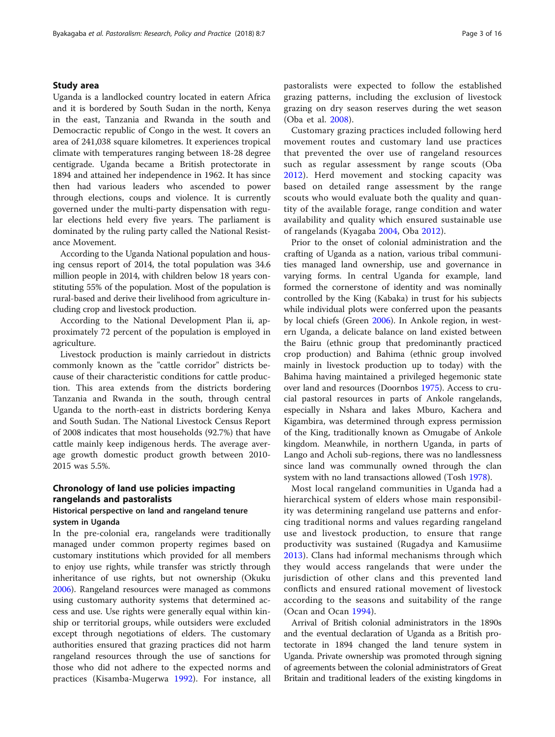## Study area

Uganda is a landlocked country located in eatern Africa and it is bordered by South Sudan in the north, Kenya in the east, Tanzania and Rwanda in the south and Democractic republic of Congo in the west. It covers an area of 241,038 square kilometres. It experiences tropical climate with temperatures ranging between 18-28 degree centigrade. Uganda became a British protectorate in 1894 and attained her independence in 1962. It has since then had various leaders who ascended to power through elections, coups and violence. It is currently governed under the multi-party dispensation with regular elections held every five years. The parliament is dominated by the ruling party called the National Resistance Movement.

According to the Uganda National population and housing census report of 2014, the total population was 34.6 million people in 2014, with children below 18 years constituting 55% of the population. Most of the population is rural-based and derive their livelihood from agriculture including crop and livestock production.

According to the National Development Plan ii, approximately 72 percent of the population is employed in agriculture.

Livestock production is mainly carriedout in districts commonly known as the "cattle corridor" districts because of their characteristic conditions for cattle production. This area extends from the districts bordering Tanzania and Rwanda in the south, through central Uganda to the north-east in districts bordering Kenya and South Sudan. The National Livestock Census Report of 2008 indicates that most households (92.7%) that have cattle mainly keep indigenous herds. The average average growth domestic product growth between 2010-2015 was 5.5%.

## Chronology of land use policies impacting rangelands and pastoralists

### Historical perspective on land and rangeland tenure system in Uganda

In the pre-colonial era, rangelands were traditionally managed under common property regimes based on customary institutions which provided for all members to enjoy use rights, while transfer was strictly through inheritance of use rights, but not ownership (Okuku 2006). Rangeland resources were managed as commons using customary authority systems that determined access and use. Use rights were generally equal within kinship or territorial groups, while outsiders were excluded except through negotiations of elders. The customary authorities ensured that grazing practices did not harm rangeland resources through the use of sanctions for those who did not adhere to the expected norms and practices (Kisamba-Mugerwa 1992). For instance, all pastoralists were expected to follow the established grazing patterns, including the exclusion of livestock grazing on dry season reserves during the wet season (Oba et al. 2008).

Customary grazing practices included following herd movement routes and customary land use practices that prevented the over use of rangeland resources such as regular assessment by range scouts (Oba 2012). Herd movement and stocking capacity was based on detailed range assessment by the range scouts who would evaluate both the quality and quantity of the available forage, range condition and water availability and quality which ensured sustainable use of rangelands (Kyagaba 2004, Oba 2012).

Prior to the onset of colonial administration and the crafting of Uganda as a nation, various tribal communities managed land ownership, use and governance in varying forms. In central Uganda for example, land formed the cornerstone of identity and was nominally controlled by the King (Kabaka) in trust for his subjects while individual plots were conferred upon the peasants by local chiefs (Green 2006). In Ankole region, in western Uganda, a delicate balance on land existed between the Bairu (ethnic group that predominantly practiced crop production) and Bahima (ethnic group involved mainly in livestock production up to today) with the Bahima having maintained a privileged hegemonic state over land and resources (Doornbos 1975). Access to crucial pastoral resources in parts of Ankole rangelands, especially in Nshara and lakes Mburo, Kachera and Kigambira, was determined through express permission of the King, traditionally known as Omugabe of Ankole kingdom. Meanwhile, in northern Uganda, in parts of Lango and Acholi sub-regions, there was no landlessness since land was communally owned through the clan system with no land transactions allowed (Tosh 1978).

Most local rangeland communities in Uganda had a hierarchical system of elders whose main responsibility was determining rangeland use patterns and enforcing traditional norms and values regarding rangeland use and livestock production, to ensure that range productivity was sustained (Rugadya and Kamusiime 2013). Clans had informal mechanisms through which they would access rangelands that were under the jurisdiction of other clans and this prevented land conflicts and ensured rational movement of livestock according to the seasons and suitability of the range (Ocan and Ocan 1994).

Arrival of British colonial administrators in the 1890s and the eventual declaration of Uganda as a British protectorate in 1894 changed the land tenure system in Uganda. Private ownership was promoted through signing of agreements between the colonial administrators of Great Britain and traditional leaders of the existing kingdoms in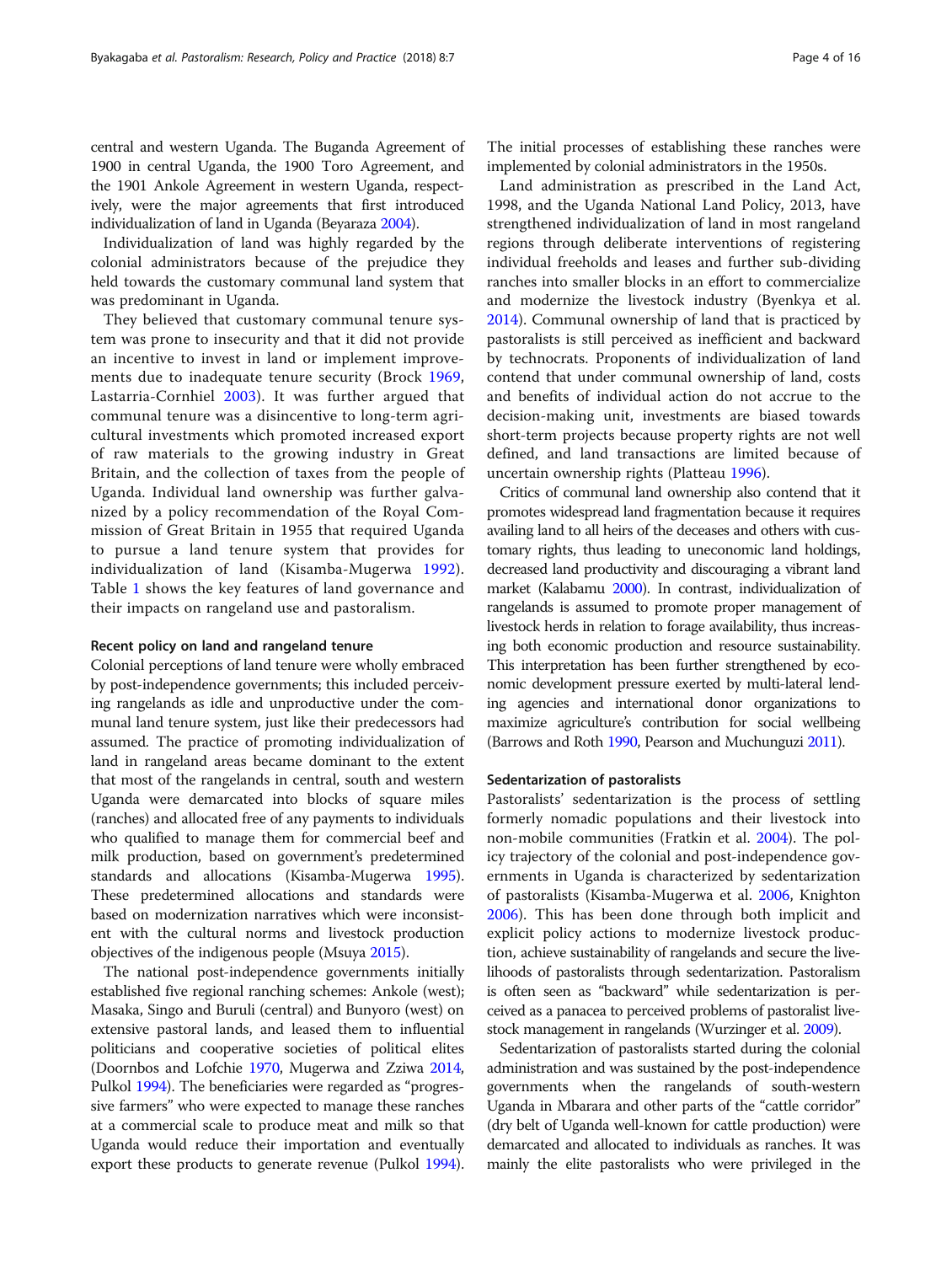central and western Uganda. The Buganda Agreement of 1900 in central Uganda, the 1900 Toro Agreement, and the 1901 Ankole Agreement in western Uganda, respectively, were the major agreements that first introduced individualization of land in Uganda (Beyaraza 2004).

Individualization of land was highly regarded by the colonial administrators because of the prejudice they held towards the customary communal land system that was predominant in Uganda.

They believed that customary communal tenure system was prone to insecurity and that it did not provide an incentive to invest in land or implement improvements due to inadequate tenure security (Brock 1969, Lastarria-Cornhiel 2003). It was further argued that communal tenure was a disincentive to long-term agricultural investments which promoted increased export of raw materials to the growing industry in Great Britain, and the collection of taxes from the people of Uganda. Individual land ownership was further galvanized by a policy recommendation of the Royal Commission of Great Britain in 1955 that required Uganda to pursue a land tenure system that provides for individualization of land (Kisamba-Mugerwa 1992). Table 1 shows the key features of land governance and their impacts on rangeland use and pastoralism.

### Recent policy on land and rangeland tenure

Colonial perceptions of land tenure were wholly embraced by post-independence governments; this included perceiving rangelands as idle and unproductive under the communal land tenure system, just like their predecessors had assumed. The practice of promoting individualization of land in rangeland areas became dominant to the extent that most of the rangelands in central, south and western Uganda were demarcated into blocks of square miles (ranches) and allocated free of any payments to individuals who qualified to manage them for commercial beef and milk production, based on government's predetermined standards and allocations (Kisamba-Mugerwa 1995). These predetermined allocations and standards were based on modernization narratives which were inconsistent with the cultural norms and livestock production objectives of the indigenous people (Msuya 2015).

The national post-independence governments initially established five regional ranching schemes: Ankole (west); Masaka, Singo and Buruli (central) and Bunyoro (west) on extensive pastoral lands, and leased them to influential politicians and cooperative societies of political elites (Doornbos and Lofchie 1970, Mugerwa and Zziwa 2014, Pulkol 1994). The beneficiaries were regarded as "progressive farmers" who were expected to manage these ranches at a commercial scale to produce meat and milk so that Uganda would reduce their importation and eventually export these products to generate revenue (Pulkol 1994). The initial processes of establishing these ranches were implemented by colonial administrators in the 1950s.

Land administration as prescribed in the Land Act, 1998, and the Uganda National Land Policy, 2013, have strengthened individualization of land in most rangeland regions through deliberate interventions of registering individual freeholds and leases and further sub-dividing ranches into smaller blocks in an effort to commercialize and modernize the livestock industry (Byenkya et al. 2014). Communal ownership of land that is practiced by pastoralists is still perceived as inefficient and backward by technocrats. Proponents of individualization of land contend that under communal ownership of land, costs and benefits of individual action do not accrue to the decision-making unit, investments are biased towards short-term projects because property rights are not well defined, and land transactions are limited because of uncertain ownership rights (Platteau 1996).

Critics of communal land ownership also contend that it promotes widespread land fragmentation because it requires availing land to all heirs of the deceases and others with customary rights, thus leading to uneconomic land holdings, decreased land productivity and discouraging a vibrant land market (Kalabamu 2000). In contrast, individualization of rangelands is assumed to promote proper management of livestock herds in relation to forage availability, thus increasing both economic production and resource sustainability. This interpretation has been further strengthened by economic development pressure exerted by multi-lateral lending agencies and international donor organizations to maximize agriculture's contribution for social wellbeing (Barrows and Roth 1990, Pearson and Muchunguzi 2011).

### Sedentarization of pastoralists

Pastoralists' sedentarization is the process of settling formerly nomadic populations and their livestock into non-mobile communities (Fratkin et al. 2004). The policy trajectory of the colonial and post-independence governments in Uganda is characterized by sedentarization of pastoralists (Kisamba-Mugerwa et al. 2006, Knighton 2006). This has been done through both implicit and explicit policy actions to modernize livestock production, achieve sustainability of rangelands and secure the livelihoods of pastoralists through sedentarization. Pastoralism is often seen as "backward" while sedentarization is perceived as a panacea to perceived problems of pastoralist livestock management in rangelands (Wurzinger et al. 2009).

Sedentarization of pastoralists started during the colonial administration and was sustained by the post-independence governments when the rangelands of south-western Uganda in Mbarara and other parts of the "cattle corridor" (dry belt of Uganda well-known for cattle production) were demarcated and allocated to individuals as ranches. It was mainly the elite pastoralists who were privileged in the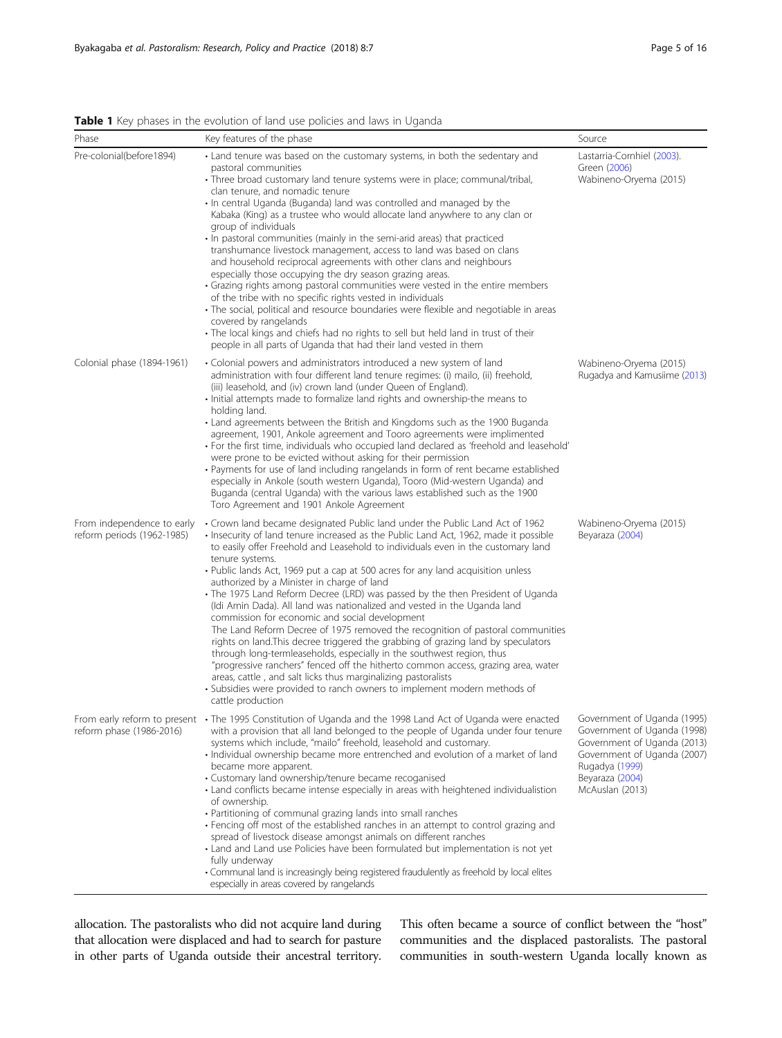**Table 1** Key phases in the evolution of land use policies and laws in Uganda

| Phase | Key features of the phase | Source |
|---|---|---|
| Pre-colonial(before1894) | • Land tenure was based on the customary systems, in both the sedentary and pastoral communities<br>• Three broad customary land tenure systems were in place; communal/tribal, clan tenure, and nomadic tenure<br>• In central Uganda (Buganda) land was controlled and managed by the Kabaka (King) as a trustee who would allocate land anywhere to any clan or group of individuals<br>• In pastoral communities (mainly in the semi-arid areas) that practiced transhumance livestock management, access to land was based on clans and household reciprocal agreements with other clans and neighbours especially those occupying the dry season grazing areas.<br>• Grazing rights among pastoral communities were vested in the entire members of the tribe with no specific rights vested in individuals<br>• The social, political and resource boundaries were flexible and negotiable in areas covered by rangelands<br>• The local kings and chiefs had no rights to sell but held land in trust of their people in all parts of Uganda that had their land vested in them | Lastarria-Cornhiel (2003). Green (2006) Wabineno-Oryema (2015) |
| Colonial phase (1894-1961) | • Colonial powers and administrators introduced a new system of land administration with four different land tenure regimes: (i) mailo, (ii) freehold, (iii) leasehold, and (iv) crown land (under Queen of England).<br>• Initial attempts made to formalize land rights and ownership-the means to holding land.<br>• Land agreements between the British and Kingdoms such as the 1900 Buganda agreement, 1901, Ankole agreement and Tooro agreements were implimented<br>• For the first time, individuals who occupied land declared as 'freehold and leasehold' were prone to be evicted without asking for their permission<br>• Payments for use of land including rangelands in form of rent became established especially in Ankole (south western Uganda), Tooro (Mid-western Uganda) and Buganda (central Uganda) with the various laws established such as the 1900 Toro Agreement and 1901 Ankole Agreement | Wabineno-Oryema (2015) Rugadya and Kamusiime (2013) |
| From independence to early reform periods (1962-1985) | • Crown land became designated Public land under the Public Land Act of 1962<br>• Insecurity of land tenure increased as the Public Land Act, 1962, made it possible to easily offer Freehold and Leasehold to individuals even in the customary land tenure systems.<br>• Public lands Act, 1969 put a cap at 500 acres for any land acquisition unless authorized by a Minister in charge of land<br>• The 1975 Land Reform Decree (LRD) was passed by the then President of Uganda (Idi Amin Dada). All land was nationalized and vested in the Uganda land commission for economic and social development<br>The Land Reform Decree of 1975 removed the recognition of pastoral communities rights on land.This decree triggered the grabbing of grazing land by speculators through long-termleaseholds, especially in the southwest region, thus "progressive ranchers" fenced off the hitherto common access, grazing area, water areas, cattle , and salt licks thus marginalizing pastoralists<br>• Subsidies were provided to ranch owners to implement modern methods of cattle production | Wabineno-Oryema (2015) Beyaraza (2004) |
| From early reform to present reform phase (1986-2016) | • The 1995 Constitution of Uganda and the 1998 Land Act of Uganda were enacted with a provision that all land belonged to the people of Uganda under four tenure systems which include, "mailo" freehold, leasehold and customary.<br>• Individual ownership became more entrenched and evolution of a market of land became more apparent.<br>• Customary land ownership/tenure became recoganised<br>• Land conflicts became intense especially in areas with heightened individualistion of ownership.<br>• Partitioning of communal grazing lands into small ranches<br>• Fencing off most of the established ranches in an attempt to control grazing and spread of livestock disease amongst animals on different ranches<br>• Land and Land use Policies have been formulated but implementation is not yet fully underway<br>• Communal land is increasingly being registered fraudulently as freehold by local elites especially in areas covered by rangelands | Government of Uganda (1995) Government of Uganda (1998) Government of Uganda (2013) Government of Uganda (2007) Rugadya (1999) Beyaraza (2004) McAuslan (2013) |

allocation. The pastoralists who did not acquire land during that allocation were displaced and had to search for pasture in other parts of Uganda outside their ancestral territory. This often became a source of conflict between the "host" communities and the displaced pastoralists. The pastoral communities in south-western Uganda locally known as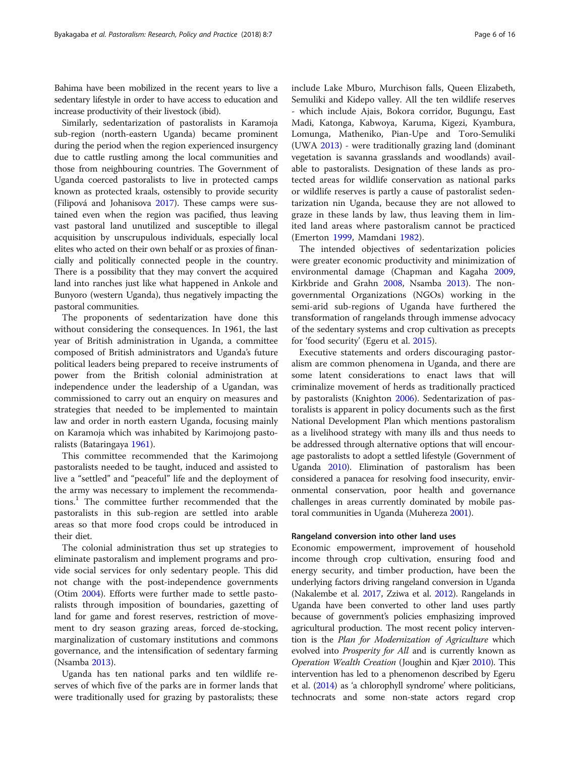Bahima have been mobilized in the recent years to live a sedentary lifestyle in order to have access to education and increase productivity of their livestock (ibid).

Similarly, sedentarization of pastoralists in Karamoja sub-region (north-eastern Uganda) became prominent during the period when the region experienced insurgency due to cattle rustling among the local communities and those from neighbouring countries. The Government of Uganda coerced pastoralists to live in protected camps known as protected kraals, ostensibly to provide security (Filipová and Johanisova 2017). These camps were sustained even when the region was pacified, thus leaving vast pastoral land unutilized and susceptible to illegal acquisition by unscrupulous individuals, especially local elites who acted on their own behalf or as proxies of financially and politically connected people in the country. There is a possibility that they may convert the acquired land into ranches just like what happened in Ankole and Bunyoro (western Uganda), thus negatively impacting the pastoral communities.

The proponents of sedentarization have done this without considering the consequences. In 1961, the last year of British administration in Uganda, a committee composed of British administrators and Uganda's future political leaders being prepared to receive instruments of power from the British colonial administration at independence under the leadership of a Ugandan, was commissioned to carry out an enquiry on measures and strategies that needed to be implemented to maintain law and order in north eastern Uganda, focusing mainly on Karamoja which was inhabited by Karimojong pastoralists (Bataringaya 1961).

This committee recommended that the Karimojong pastoralists needed to be taught, induced and assisted to live a "settled" and "peaceful" life and the deployment of the army was necessary to implement the recommendations.[1] The committee further recommended that the pastoralists in this sub-region are settled into arable areas so that more food crops could be introduced in their diet.

The colonial administration thus set up strategies to eliminate pastoralism and implement programs and provide social services for only sedentary people. This did not change with the post-independence governments (Otim 2004). Efforts were further made to settle pastoralists through imposition of boundaries, gazetting of land for game and forest reserves, restriction of movement to dry season grazing areas, forced de-stocking, marginalization of customary institutions and commons governance, and the intensification of sedentary farming (Nsamba 2013).

Uganda has ten national parks and ten wildlife reserves of which five of the parks are in former lands that were traditionally used for grazing by pastoralists; these include Lake Mburo, Murchison falls, Queen Elizabeth, Semuliki and Kidepo valley. All the ten wildlife reserves - which include Ajais, Bokora corridor, Bugungu, East Madi, Katonga, Kabwoya, Karuma, Kigezi, Kyambura, Lomunga, Matheniko, Pian-Upe and Toro-Semuliki (UWA 2013) - were traditionally grazing land (dominant vegetation is savanna grasslands and woodlands) available to pastoralists. Designation of these lands as protected areas for wildlife conservation as national parks or wildlife reserves is partly a cause of pastoralist sedentarization nin Uganda, because they are not allowed to graze in these lands by law, thus leaving them in limited land areas where pastoralism cannot be practiced (Emerton 1999, Mamdani 1982).

The intended objectives of sedentarization policies were greater economic productivity and minimization of environmental damage (Chapman and Kagaha 2009, Kirkbride and Grahn 2008, Nsamba 2013). The non-governmental Organizations (NGOs) working in the semi-arid sub-regions of Uganda have furthered the transformation of rangelands through immense advocacy of the sedentary systems and crop cultivation as precepts for 'food security' (Egeru et al. 2015).

Executive statements and orders discouraging pastoralism are common phenomena in Uganda, and there are some latent considerations to enact laws that will criminalize movement of herds as traditionally practiced by pastoralists (Knighton 2006). Sedentarization of pastoralists is apparent in policy documents such as the first National Development Plan which mentions pastoralism as a livelihood strategy with many ills and thus needs to be addressed through alternative options that will encourage pastoralists to adopt a settled lifestyle (Government of Uganda 2010). Elimination of pastoralism has been considered a panacea for resolving food insecurity, environmental conservation, poor health and governance challenges in areas currently dominated by mobile pastoral communities in Uganda (Muhereza 2001).

### Rangeland conversion into other land uses

Economic empowerment, improvement of household income through crop cultivation, ensuring food and energy security, and timber production, have been the underlying factors driving rangeland conversion in Uganda (Nakalembe et al. 2017, Zziwa et al. 2012). Rangelands in Uganda have been converted to other land uses partly because of government's policies emphasizing improved agricultural production. The most recent policy intervention is the *Plan for Modernization of Agriculture* which evolved into *Prosperity for All* and is currently known as *Operation Wealth Creation* (Joughin and Kjær 2010). This intervention has led to a phenomenon described by Egeru et al. (2014) as 'a chlorophyll syndrome' where politicians, technocrats and some non-state actors regard crop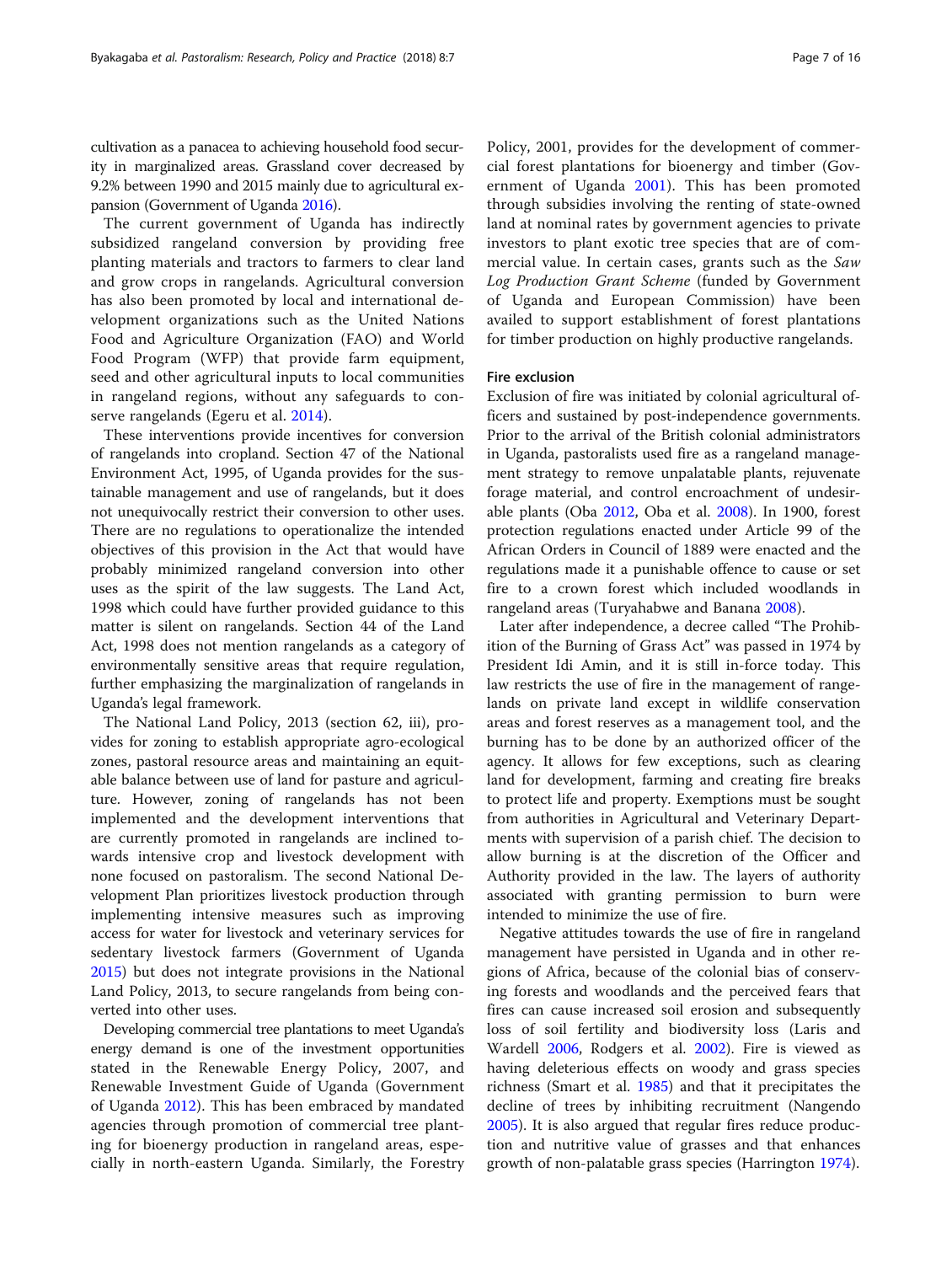cultivation as a panacea to achieving household food security in marginalized areas. Grassland cover decreased by 9.2% between 1990 and 2015 mainly due to agricultural expansion (Government of Uganda 2016).

The current government of Uganda has indirectly subsidized rangeland conversion by providing free planting materials and tractors to farmers to clear land and grow crops in rangelands. Agricultural conversion has also been promoted by local and international development organizations such as the United Nations Food and Agriculture Organization (FAO) and World Food Program (WFP) that provide farm equipment, seed and other agricultural inputs to local communities in rangeland regions, without any safeguards to conserve rangelands (Egeru et al. 2014).

These interventions provide incentives for conversion of rangelands into cropland. Section 47 of the National Environment Act, 1995, of Uganda provides for the sustainable management and use of rangelands, but it does not unequivocally restrict their conversion to other uses. There are no regulations to operationalize the intended objectives of this provision in the Act that would have probably minimized rangeland conversion into other uses as the spirit of the law suggests. The Land Act, 1998 which could have further provided guidance to this matter is silent on rangelands. Section 44 of the Land Act, 1998 does not mention rangelands as a category of environmentally sensitive areas that require regulation, further emphasizing the marginalization of rangelands in Uganda's legal framework.

The National Land Policy, 2013 (section 62, iii), provides for zoning to establish appropriate agro-ecological zones, pastoral resource areas and maintaining an equitable balance between use of land for pasture and agriculture. However, zoning of rangelands has not been implemented and the development interventions that are currently promoted in rangelands are inclined towards intensive crop and livestock development with none focused on pastoralism. The second National Development Plan prioritizes livestock production through implementing intensive measures such as improving access for water for livestock and veterinary services for sedentary livestock farmers (Government of Uganda 2015) but does not integrate provisions in the National Land Policy, 2013, to secure rangelands from being converted into other uses.

Developing commercial tree plantations to meet Uganda's energy demand is one of the investment opportunities stated in the Renewable Energy Policy, 2007, and Renewable Investment Guide of Uganda (Government of Uganda 2012). This has been embraced by mandated agencies through promotion of commercial tree planting for bioenergy production in rangeland areas, especially in north-eastern Uganda. Similarly, the Forestry Policy, 2001, provides for the development of commercial forest plantations for bioenergy and timber (Government of Uganda 2001). This has been promoted through subsidies involving the renting of state-owned land at nominal rates by government agencies to private investors to plant exotic tree species that are of commercial value. In certain cases, grants such as the *Saw Log Production Grant Scheme* (funded by Government of Uganda and European Commission) have been availed to support establishment of forest plantations for timber production on highly productive rangelands.

### Fire exclusion

Exclusion of fire was initiated by colonial agricultural officers and sustained by post-independence governments. Prior to the arrival of the British colonial administrators in Uganda, pastoralists used fire as a rangeland management strategy to remove unpalatable plants, rejuvenate forage material, and control encroachment of undesirable plants (Oba 2012, Oba et al. 2008). In 1900, forest protection regulations enacted under Article 99 of the African Orders in Council of 1889 were enacted and the regulations made it a punishable offence to cause or set fire to a crown forest which included woodlands in rangeland areas (Turyahabwe and Banana 2008).

Later after independence, a decree called "The Prohibition of the Burning of Grass Act" was passed in 1974 by President Idi Amin, and it is still in-force today. This law restricts the use of fire in the management of rangelands on private land except in wildlife conservation areas and forest reserves as a management tool, and the burning has to be done by an authorized officer of the agency. It allows for few exceptions, such as clearing land for development, farming and creating fire breaks to protect life and property. Exemptions must be sought from authorities in Agricultural and Veterinary Departments with supervision of a parish chief. The decision to allow burning is at the discretion of the Officer and Authority provided in the law. The layers of authority associated with granting permission to burn were intended to minimize the use of fire.

Negative attitudes towards the use of fire in rangeland management have persisted in Uganda and in other regions of Africa, because of the colonial bias of conserving forests and woodlands and the perceived fears that fires can cause increased soil erosion and subsequently loss of soil fertility and biodiversity loss (Laris and Wardell 2006, Rodgers et al. 2002). Fire is viewed as having deleterious effects on woody and grass species richness (Smart et al. 1985) and that it precipitates the decline of trees by inhibiting recruitment (Nangendo 2005). It is also argued that regular fires reduce production and nutritive value of grasses and that enhances growth of non-palatable grass species (Harrington 1974).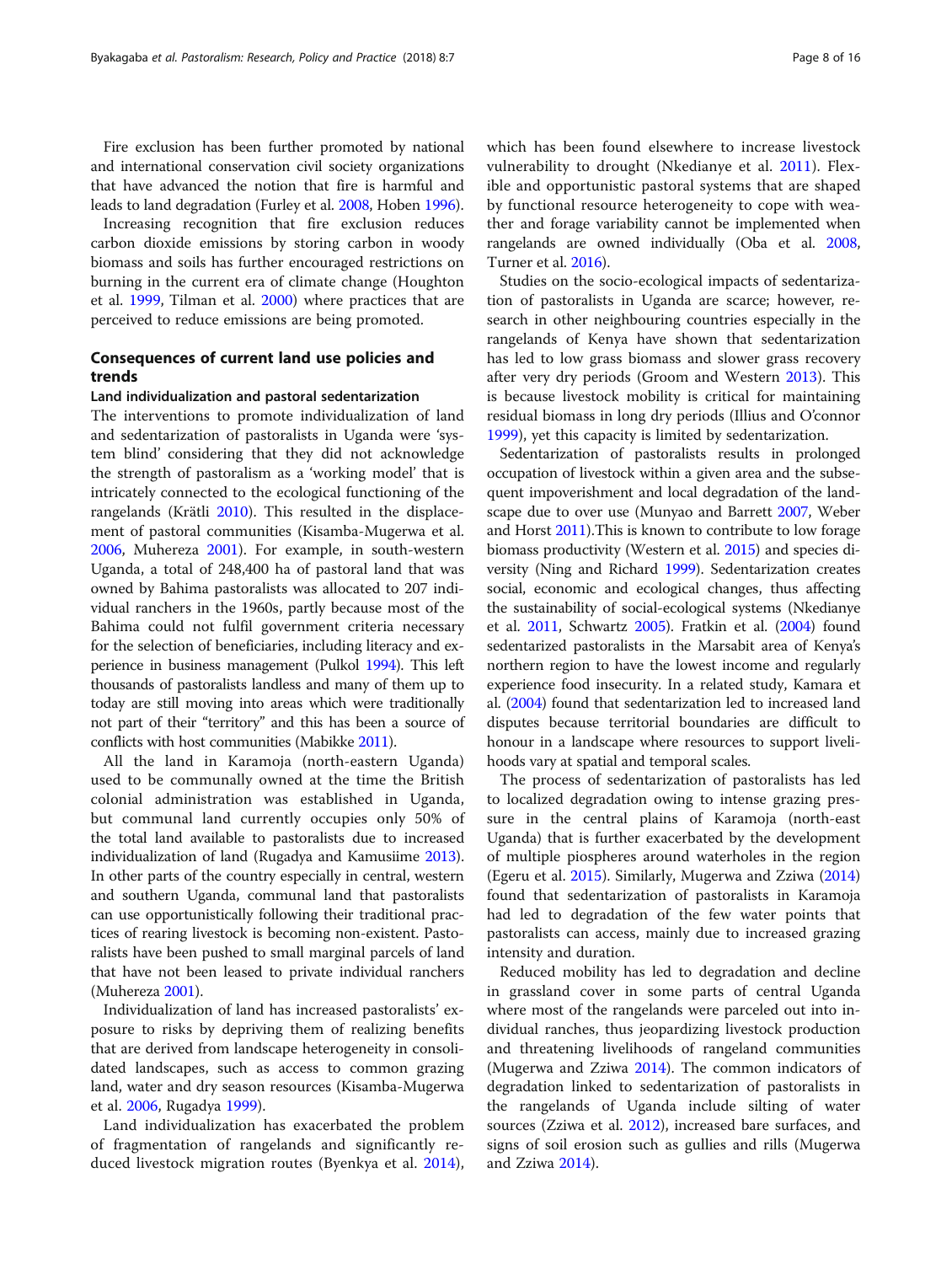Fire exclusion has been further promoted by national and international conservation civil society organizations that have advanced the notion that fire is harmful and leads to land degradation (Furley et al. 2008, Hoben 1996).

Increasing recognition that fire exclusion reduces carbon dioxide emissions by storing carbon in woody biomass and soils has further encouraged restrictions on burning in the current era of climate change (Houghton et al. 1999, Tilman et al. 2000) where practices that are perceived to reduce emissions are being promoted.

## Consequences of current land use policies and trends

### Land individualization and pastoral sedentarization

The interventions to promote individualization of land and sedentarization of pastoralists in Uganda were 'system blind' considering that they did not acknowledge the strength of pastoralism as a 'working model' that is intricately connected to the ecological functioning of the rangelands (Krätli 2010). This resulted in the displacement of pastoral communities (Kisamba-Mugerwa et al. 2006, Muhereza 2001). For example, in south-western Uganda, a total of 248,400 ha of pastoral land that was owned by Bahima pastoralists was allocated to 207 individual ranchers in the 1960s, partly because most of the Bahima could not fulfil government criteria necessary for the selection of beneficiaries, including literacy and experience in business management (Pulkol 1994). This left thousands of pastoralists landless and many of them up to today are still moving into areas which were traditionally not part of their "territory" and this has been a source of conflicts with host communities (Mabikke 2011).

All the land in Karamoja (north-eastern Uganda) used to be communally owned at the time the British colonial administration was established in Uganda, but communal land currently occupies only 50% of the total land available to pastoralists due to increased individualization of land (Rugadya and Kamusiime 2013). In other parts of the country especially in central, western and southern Uganda, communal land that pastoralists can use opportunistically following their traditional practices of rearing livestock is becoming non-existent. Pastoralists have been pushed to small marginal parcels of land that have not been leased to private individual ranchers (Muhereza 2001).

Individualization of land has increased pastoralists' exposure to risks by depriving them of realizing benefits that are derived from landscape heterogeneity in consolidated landscapes, such as access to common grazing land, water and dry season resources (Kisamba-Mugerwa et al. 2006, Rugadya 1999).

Land individualization has exacerbated the problem of fragmentation of rangelands and significantly reduced livestock migration routes (Byenkya et al. 2014), which has been found elsewhere to increase livestock vulnerability to drought (Nkedianye et al. 2011). Flexible and opportunistic pastoral systems that are shaped by functional resource heterogeneity to cope with weather and forage variability cannot be implemented when rangelands are owned individually (Oba et al. 2008, Turner et al. 2016).

Studies on the socio-ecological impacts of sedentarization of pastoralists in Uganda are scarce; however, research in other neighbouring countries especially in the rangelands of Kenya have shown that sedentarization has led to low grass biomass and slower grass recovery after very dry periods (Groom and Western 2013). This is because livestock mobility is critical for maintaining residual biomass in long dry periods (Illius and O'connor 1999), yet this capacity is limited by sedentarization.

Sedentarization of pastoralists results in prolonged occupation of livestock within a given area and the subsequent impoverishment and local degradation of the landscape due to over use (Munyao and Barrett 2007, Weber and Horst 2011).This is known to contribute to low forage biomass productivity (Western et al. 2015) and species diversity (Ning and Richard 1999). Sedentarization creates social, economic and ecological changes, thus affecting the sustainability of social-ecological systems (Nkedianye et al. 2011, Schwartz 2005). Fratkin et al. (2004) found sedentarized pastoralists in the Marsabit area of Kenya's northern region to have the lowest income and regularly experience food insecurity. In a related study, Kamara et al. (2004) found that sedentarization led to increased land disputes because territorial boundaries are difficult to honour in a landscape where resources to support livelihoods vary at spatial and temporal scales.

The process of sedentarization of pastoralists has led to localized degradation owing to intense grazing pressure in the central plains of Karamoja (north-east Uganda) that is further exacerbated by the development of multiple piospheres around waterholes in the region (Egeru et al. 2015). Similarly, Mugerwa and Zziwa (2014) found that sedentarization of pastoralists in Karamoja had led to degradation of the few water points that pastoralists can access, mainly due to increased grazing intensity and duration.

Reduced mobility has led to degradation and decline in grassland cover in some parts of central Uganda where most of the rangelands were parceled out into individual ranches, thus jeopardizing livestock production and threatening livelihoods of rangeland communities (Mugerwa and Zziwa 2014). The common indicators of degradation linked to sedentarization of pastoralists in the rangelands of Uganda include silting of water sources (Zziwa et al. 2012), increased bare surfaces, and signs of soil erosion such as gullies and rills (Mugerwa and Zziwa 2014).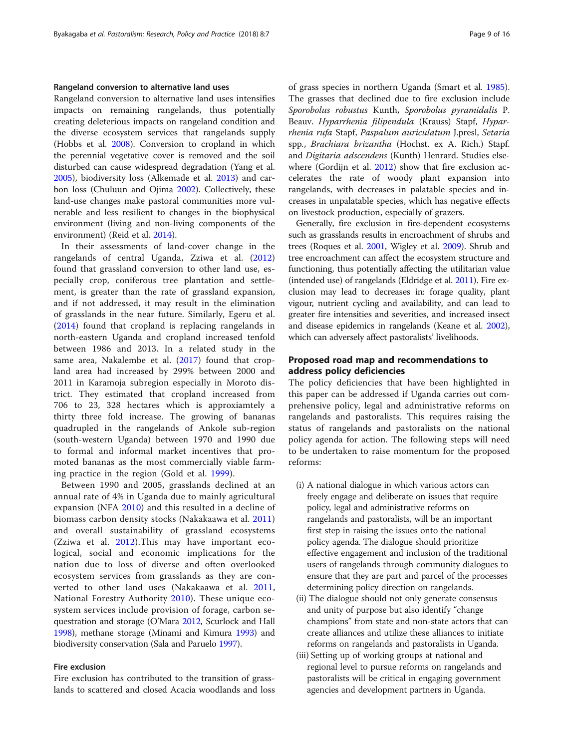### Rangeland conversion to alternative land uses

Rangeland conversion to alternative land uses intensifies impacts on remaining rangelands, thus potentially creating deleterious impacts on rangeland condition and the diverse ecosystem services that rangelands supply (Hobbs et al. 2008). Conversion to cropland in which the perennial vegetative cover is removed and the soil disturbed can cause widespread degradation (Yang et al. 2005), biodiversity loss (Alkemade et al. 2013) and carbon loss (Chuluun and Ojima 2002). Collectively, these land-use changes make pastoral communities more vulnerable and less resilient to changes in the biophysical environment (living and non-living components of the environment) (Reid et al. 2014).

In their assessments of land-cover change in the rangelands of central Uganda, Zziwa et al. (2012) found that grassland conversion to other land use, especially crop, coniferous tree plantation and settlement, is greater than the rate of grassland expansion, and if not addressed, it may result in the elimination of grasslands in the near future. Similarly, Egeru et al. (2014) found that cropland is replacing rangelands in north-eastern Uganda and cropland increased tenfold between 1986 and 2013. In a related study in the same area, Nakalembe et al. (2017) found that cropland area had increased by 299% between 2000 and 2011 in Karamoja subregion especially in Moroto district. They estimated that cropland increased from 706 to 23, 328 hectares which is approiamtely a thirty three fold increase. The growing of bananas quadrupled in the rangelands of Ankole sub-region (south-western Uganda) between 1970 and 1990 due to formal and informal market incentives that promoted bananas as the most commercially viable farming practice in the region (Gold et al. 1999).

Between 1990 and 2005, grasslands declined at an annual rate of 4% in Uganda due to mainly agricultural expansion (NFA 2010) and this resulted in a decline of biomass carbon density stocks (Nakakaawa et al. 2011) and overall sustainability of grassland ecosystems (Zziwa et al. 2012).This may have important ecological, social and economic implications for the nation due to loss of diverse and often overlooked ecosystem services from grasslands as they are converted to other land uses (Nakakaawa et al. 2011, National Forestry Authority 2010). These unique ecosystem services include provision of forage, carbon sequestration and storage (O'Mara 2012, Scurlock and Hall 1998), methane storage (Minami and Kimura 1993) and biodiversity conservation (Sala and Paruelo 1997).

### Fire exclusion

Fire exclusion has contributed to the transition of grasslands to scattered and closed Acacia woodlands and loss of grass species in northern Uganda (Smart et al. 1985). The grasses that declined due to fire exclusion include *Sporobolus robustus* Kunth, *Sporobolus pyramidalis* P. Beauv. *Hyparrhenia filipendula* (Krauss) Stapf, *Hyparrhenia rufa* Stapf, *Paspalum auriculatum* J.presl, *Setaria* spp., *Brachiara brizantha* (Hochst. ex A. Rich.) Stapf. and *Digitaria adscendens* (Kunth) Henrard. Studies elsewhere (Gordijn et al. 2012) show that fire exclusion accelerates the rate of woody plant expansion into rangelands, with decreases in palatable species and increases in unpalatable species, which has negative effects on livestock production, especially of grazers.

Generally, fire exclusion in fire-dependent ecosystems such as grasslands results in encroachment of shrubs and trees (Roques et al. 2001, Wigley et al. 2009). Shrub and tree encroachment can affect the ecosystem structure and functioning, thus potentially affecting the utilitarian value (intended use) of rangelands (Eldridge et al. 2011). Fire exclusion may lead to decreases in: forage quality, plant vigour, nutrient cycling and availability, and can lead to greater fire intensities and severities, and increased insect and disease epidemics in rangelands (Keane et al. 2002), which can adversely affect pastoralists' livelihoods.

## Proposed road map and recommendations to address policy deficiencies

The policy deficiencies that have been highlighted in this paper can be addressed if Uganda carries out comprehensive policy, legal and administrative reforms on rangelands and pastoralists. This requires raising the status of rangelands and pastoralists on the national policy agenda for action. The following steps will need to be undertaken to raise momentum for the proposed reforms:

(i) A national dialogue in which various actors can freely engage and deliberate on issues that require policy, legal and administrative reforms on rangelands and pastoralists, will be an important first step in raising the issues onto the national policy agenda. The dialogue should prioritize effective engagement and inclusion of the traditional users of rangelands through community dialogues to ensure that they are part and parcel of the processes determining policy direction on rangelands.

(ii) The dialogue should not only generate consensus and unity of purpose but also identify "change champions" from state and non-state actors that can create alliances and utilize these alliances to initiate reforms on rangelands and pastoralists in Uganda.

(iii) Setting up of working groups at national and regional level to pursue reforms on rangelands and pastoralists will be critical in engaging government agencies and development partners in Uganda.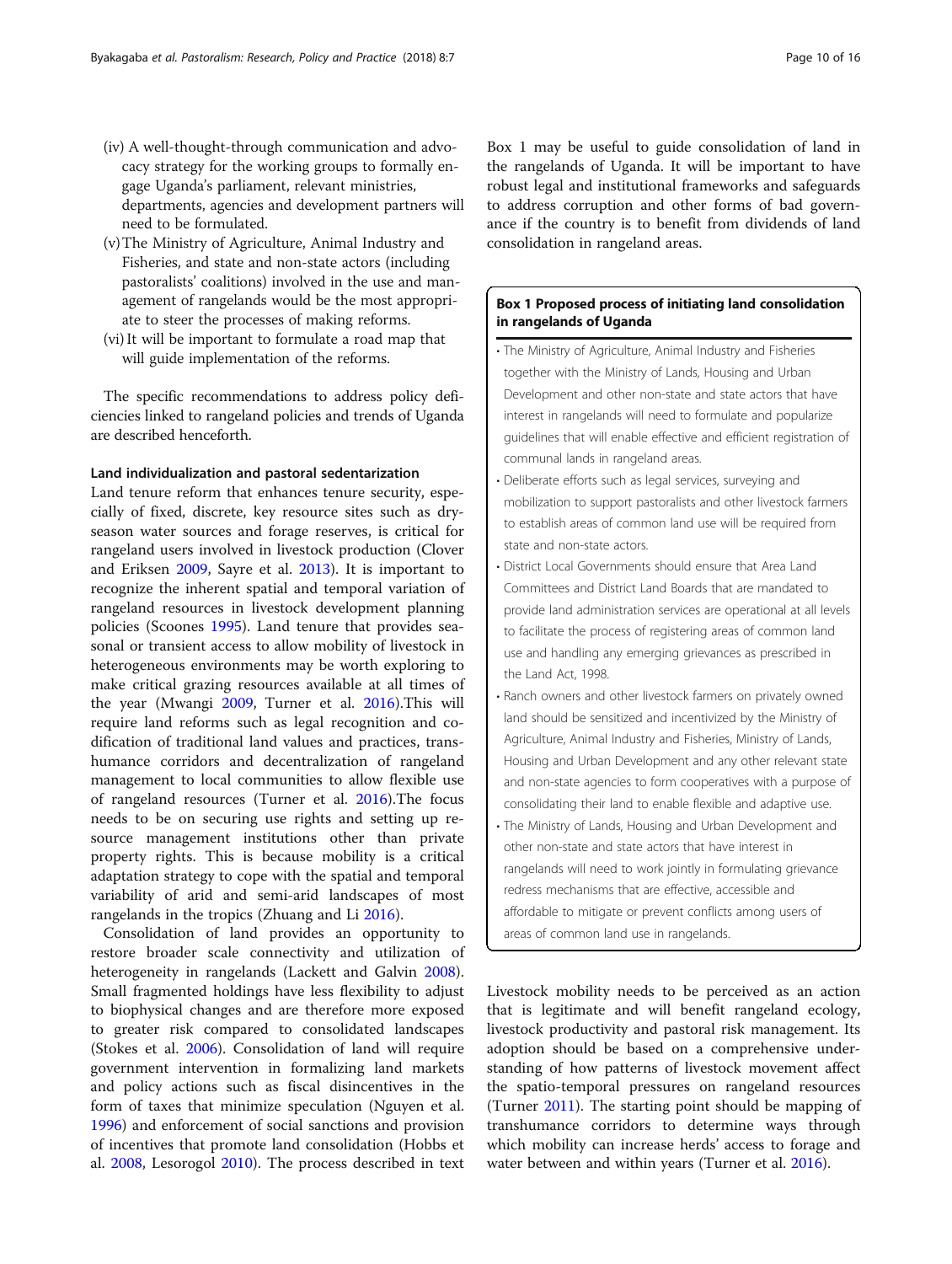(iv) A well-thought-through communication and advocacy strategy for the working groups to formally engage Uganda's parliament, relevant ministries, departments, agencies and development partners will need to be formulated.

(v) The Ministry of Agriculture, Animal Industry and Fisheries, and state and non-state actors (including pastoralists' coalitions) involved in the use and management of rangelands would be the most appropriate to steer the processes of making reforms.

(vi) It will be important to formulate a road map that will guide implementation of the reforms.

The specific recommendations to address policy deficiencies linked to rangeland policies and trends of Uganda are described henceforth.

### Land individualization and pastoral sedentarization

Land tenure reform that enhances tenure security, especially of fixed, discrete, key resource sites such as dry-season water sources and forage reserves, is critical for rangeland users involved in livestock production (Clover and Eriksen 2009, Sayre et al. 2013). It is important to recognize the inherent spatial and temporal variation of rangeland resources in livestock development planning policies (Scoones 1995). Land tenure that provides seasonal or transient access to allow mobility of livestock in heterogeneous environments may be worth exploring to make critical grazing resources available at all times of the year (Mwangi 2009, Turner et al. 2016).This will require land reforms such as legal recognition and codification of traditional land values and practices, transhumance corridors and decentralization of rangeland management to local communities to allow flexible use of rangeland resources (Turner et al. 2016).The focus needs to be on securing use rights and setting up resource management institutions other than private property rights. This is because mobility is a critical adaptation strategy to cope with the spatial and temporal variability of arid and semi-arid landscapes of most rangelands in the tropics (Zhuang and Li 2016).

Consolidation of land provides an opportunity to restore broader scale connectivity and utilization of heterogeneity in rangelands (Lackett and Galvin 2008). Small fragmented holdings have less flexibility to adjust to biophysical changes and are therefore more exposed to greater risk compared to consolidated landscapes (Stokes et al. 2006). Consolidation of land will require government intervention in formalizing land markets and policy actions such as fiscal disincentives in the form of taxes that minimize speculation (Nguyen et al. 1996) and enforcement of social sanctions and provision of incentives that promote land consolidation (Hobbs et al. 2008, Lesorogol 2010). The process described in text Box 1 may be useful to guide consolidation of land in the rangelands of Uganda. It will be important to have robust legal and institutional frameworks and safeguards to address corruption and other forms of bad governance if the country is to benefit from dividends of land consolidation in rangeland areas.

**Box 1 Proposed process of initiating land consolidation in rangelands of Uganda**

- The Ministry of Agriculture, Animal Industry and Fisheries together with the Ministry of Lands, Housing and Urban Development and other non-state and state actors that have interest in rangelands will need to formulate and popularize guidelines that will enable effective and efficient registration of communal lands in rangeland areas.
- Deliberate efforts such as legal services, surveying and mobilization to support pastoralists and other livestock farmers to establish areas of common land use will be required from state and non-state actors.
- District Local Governments should ensure that Area Land Committees and District Land Boards that are mandated to provide land administration services are operational at all levels to facilitate the process of registering areas of common land use and handling any emerging grievances as prescribed in the Land Act, 1998.
- Ranch owners and other livestock farmers on privately owned land should be sensitized and incentivized by the Ministry of Agriculture, Animal Industry and Fisheries, Ministry of Lands, Housing and Urban Development and any other relevant state and non-state agencies to form cooperatives with a purpose of consolidating their land to enable flexible and adaptive use.
- The Ministry of Lands, Housing and Urban Development and other non-state and state actors that have interest in rangelands will need to work jointly in formulating grievance redress mechanisms that are effective, accessible and affordable to mitigate or prevent conflicts among users of areas of common land use in rangelands.

Livestock mobility needs to be perceived as an action that is legitimate and will benefit rangeland ecology, livestock productivity and pastoral risk management. Its adoption should be based on a comprehensive understanding of how patterns of livestock movement affect the spatio-temporal pressures on rangeland resources (Turner 2011). The starting point should be mapping of transhumance corridors to determine ways through which mobility can increase herds' access to forage and water between and within years (Turner et al. 2016).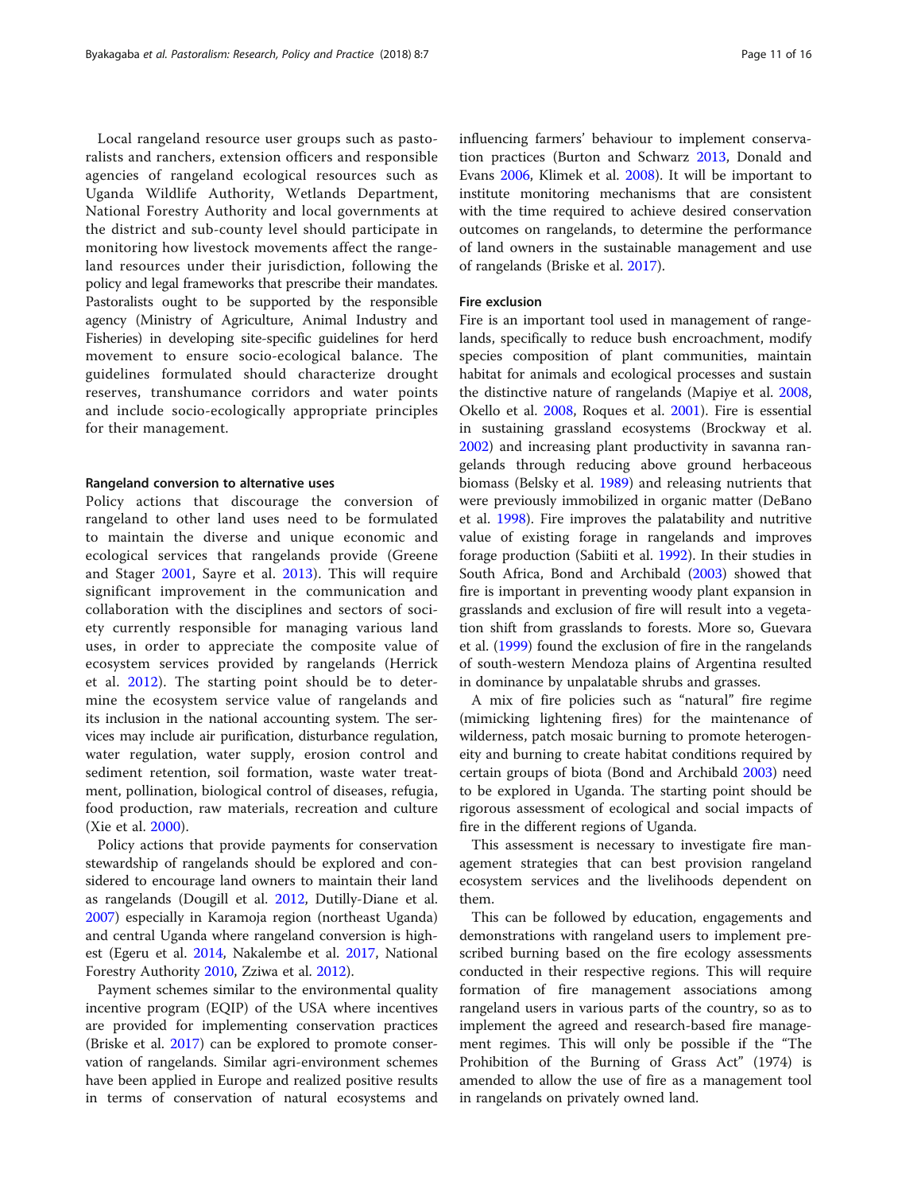Local rangeland resource user groups such as pastoralists and ranchers, extension officers and responsible agencies of rangeland ecological resources such as Uganda Wildlife Authority, Wetlands Department, National Forestry Authority and local governments at the district and sub-county level should participate in monitoring how livestock movements affect the rangeland resources under their jurisdiction, following the policy and legal frameworks that prescribe their mandates. Pastoralists ought to be supported by the responsible agency (Ministry of Agriculture, Animal Industry and Fisheries) in developing site-specific guidelines for herd movement to ensure socio-ecological balance. The guidelines formulated should characterize drought reserves, transhumance corridors and water points and include socio-ecologically appropriate principles for their management.

#### Rangeland conversion to alternative uses

Policy actions that discourage the conversion of rangeland to other land uses need to be formulated to maintain the diverse and unique economic and ecological services that rangelands provide (Greene and Stager 2001, Sayre et al. 2013). This will require significant improvement in the communication and collaboration with the disciplines and sectors of society currently responsible for managing various land uses, in order to appreciate the composite value of ecosystem services provided by rangelands (Herrick et al. 2012). The starting point should be to determine the ecosystem service value of rangelands and its inclusion in the national accounting system. The services may include air purification, disturbance regulation, water regulation, water supply, erosion control and sediment retention, soil formation, waste water treatment, pollination, biological control of diseases, refugia, food production, raw materials, recreation and culture (Xie et al. 2000).

Policy actions that provide payments for conservation stewardship of rangelands should be explored and considered to encourage land owners to maintain their land as rangelands (Dougill et al. 2012, Dutilly-Diane et al. 2007) especially in Karamoja region (northeast Uganda) and central Uganda where rangeland conversion is highest (Egeru et al. 2014, Nakalembe et al. 2017, National Forestry Authority 2010, Zziwa et al. 2012).

Payment schemes similar to the environmental quality incentive program (EQIP) of the USA where incentives are provided for implementing conservation practices (Briske et al. 2017) can be explored to promote conservation of rangelands. Similar agri-environment schemes have been applied in Europe and realized positive results in terms of conservation of natural ecosystems and influencing farmers' behaviour to implement conservation practices (Burton and Schwarz 2013, Donald and Evans 2006, Klimek et al. 2008). It will be important to institute monitoring mechanisms that are consistent with the time required to achieve desired conservation outcomes on rangelands, to determine the performance of land owners in the sustainable management and use of rangelands (Briske et al. 2017).

#### Fire exclusion

Fire is an important tool used in management of rangelands, specifically to reduce bush encroachment, modify species composition of plant communities, maintain habitat for animals and ecological processes and sustain the distinctive nature of rangelands (Mapiye et al. 2008, Okello et al. 2008, Roques et al. 2001). Fire is essential in sustaining grassland ecosystems (Brockway et al. 2002) and increasing plant productivity in savanna rangelands through reducing above ground herbaceous biomass (Belsky et al. 1989) and releasing nutrients that were previously immobilized in organic matter (DeBano et al. 1998). Fire improves the palatability and nutritive value of existing forage in rangelands and improves forage production (Sabiiti et al. 1992). In their studies in South Africa, Bond and Archibald (2003) showed that fire is important in preventing woody plant expansion in grasslands and exclusion of fire will result into a vegetation shift from grasslands to forests. More so, Guevara et al. (1999) found the exclusion of fire in the rangelands of south-western Mendoza plains of Argentina resulted in dominance by unpalatable shrubs and grasses.

A mix of fire policies such as "natural" fire regime (mimicking lightening fires) for the maintenance of wilderness, patch mosaic burning to promote heterogeneity and burning to create habitat conditions required by certain groups of biota (Bond and Archibald 2003) need to be explored in Uganda. The starting point should be rigorous assessment of ecological and social impacts of fire in the different regions of Uganda.

This assessment is necessary to investigate fire management strategies that can best provision rangeland ecosystem services and the livelihoods dependent on them.

This can be followed by education, engagements and demonstrations with rangeland users to implement prescribed burning based on the fire ecology assessments conducted in their respective regions. This will require formation of fire management associations among rangeland users in various parts of the country, so as to implement the agreed and research-based fire management regimes. This will only be possible if the "The Prohibition of the Burning of Grass Act" (1974) is amended to allow the use of fire as a management tool in rangelands on privately owned land.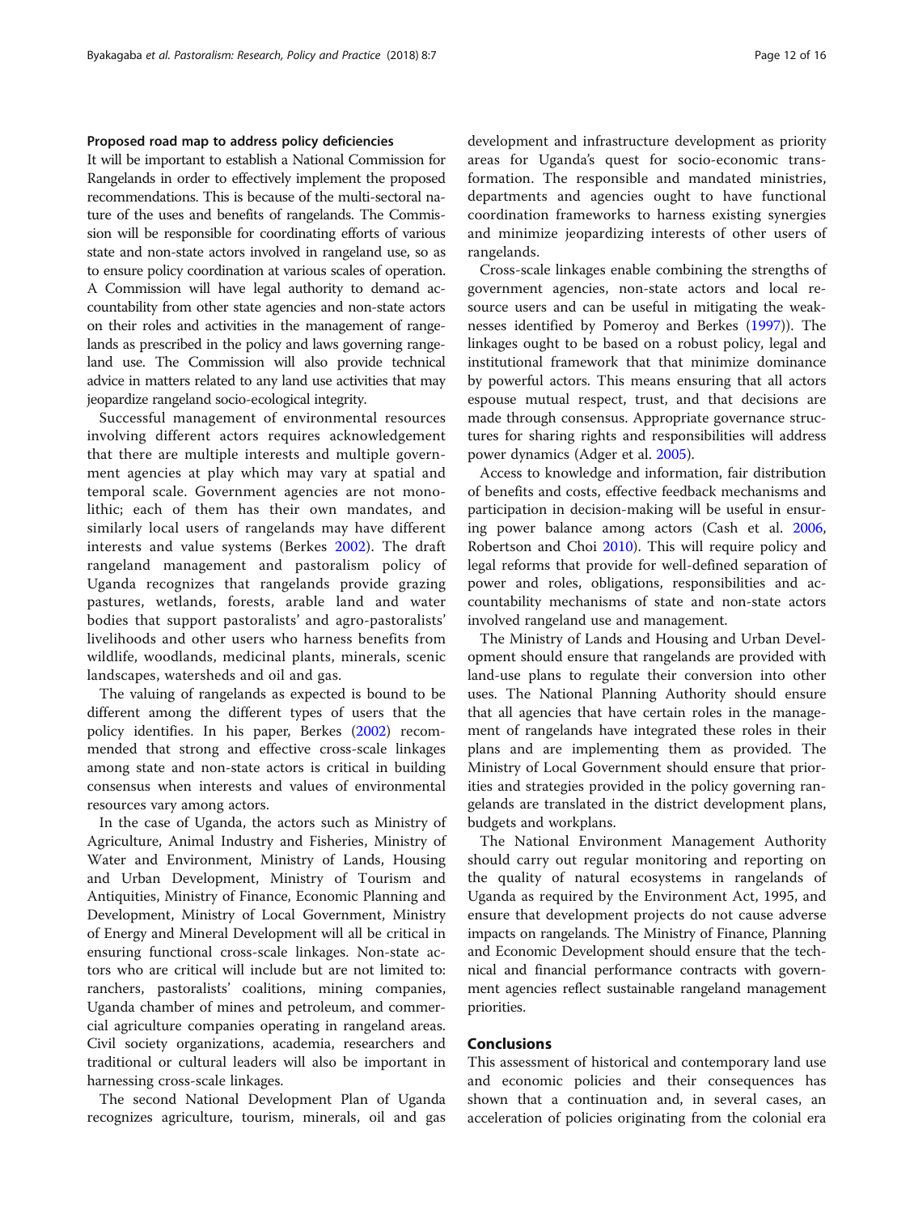### Proposed road map to address policy deficiencies

It will be important to establish a National Commission for Rangelands in order to effectively implement the proposed recommendations. This is because of the multi-sectoral nature of the uses and benefits of rangelands. The Commission will be responsible for coordinating efforts of various state and non-state actors involved in rangeland use, so as to ensure policy coordination at various scales of operation. A Commission will have legal authority to demand accountability from other state agencies and non-state actors on their roles and activities in the management of rangelands as prescribed in the policy and laws governing rangeland use. The Commission will also provide technical advice in matters related to any land use activities that may jeopardize rangeland socio-ecological integrity.

Successful management of environmental resources involving different actors requires acknowledgement that there are multiple interests and multiple government agencies at play which may vary at spatial and temporal scale. Government agencies are not monolithic; each of them has their own mandates, and similarly local users of rangelands may have different interests and value systems (Berkes 2002). The draft rangeland management and pastoralism policy of Uganda recognizes that rangelands provide grazing pastures, wetlands, forests, arable land and water bodies that support pastoralists' and agro-pastoralists' livelihoods and other users who harness benefits from wildlife, woodlands, medicinal plants, minerals, scenic landscapes, watersheds and oil and gas.

The valuing of rangelands as expected is bound to be different among the different types of users that the policy identifies. In his paper, Berkes (2002) recommended that strong and effective cross-scale linkages among state and non-state actors is critical in building consensus when interests and values of environmental resources vary among actors.

In the case of Uganda, the actors such as Ministry of Agriculture, Animal Industry and Fisheries, Ministry of Water and Environment, Ministry of Lands, Housing and Urban Development, Ministry of Tourism and Antiquities, Ministry of Finance, Economic Planning and Development, Ministry of Local Government, Ministry of Energy and Mineral Development will all be critical in ensuring functional cross-scale linkages. Non-state actors who are critical will include but are not limited to: ranchers, pastoralists' coalitions, mining companies, Uganda chamber of mines and petroleum, and commercial agriculture companies operating in rangeland areas. Civil society organizations, academia, researchers and traditional or cultural leaders will also be important in harnessing cross-scale linkages.

The second National Development Plan of Uganda recognizes agriculture, tourism, minerals, oil and gas development and infrastructure development as priority areas for Uganda's quest for socio-economic transformation. The responsible and mandated ministries, departments and agencies ought to have functional coordination frameworks to harness existing synergies and minimize jeopardizing interests of other users of rangelands.

Cross-scale linkages enable combining the strengths of government agencies, non-state actors and local resource users and can be useful in mitigating the weaknesses identified by Pomeroy and Berkes (1997)). The linkages ought to be based on a robust policy, legal and institutional framework that that minimize dominance by powerful actors. This means ensuring that all actors espouse mutual respect, trust, and that decisions are made through consensus. Appropriate governance structures for sharing rights and responsibilities will address power dynamics (Adger et al. 2005).

Access to knowledge and information, fair distribution of benefits and costs, effective feedback mechanisms and participation in decision-making will be useful in ensuring power balance among actors (Cash et al. 2006, Robertson and Choi 2010). This will require policy and legal reforms that provide for well-defined separation of power and roles, obligations, responsibilities and accountability mechanisms of state and non-state actors involved rangeland use and management.

The Ministry of Lands and Housing and Urban Development should ensure that rangelands are provided with land-use plans to regulate their conversion into other uses. The National Planning Authority should ensure that all agencies that have certain roles in the management of rangelands have integrated these roles in their plans and are implementing them as provided. The Ministry of Local Government should ensure that priorities and strategies provided in the policy governing rangelands are translated in the district development plans, budgets and workplans.

The National Environment Management Authority should carry out regular monitoring and reporting on the quality of natural ecosystems in rangelands of Uganda as required by the Environment Act, 1995, and ensure that development projects do not cause adverse impacts on rangelands. The Ministry of Finance, Planning and Economic Development should ensure that the technical and financial performance contracts with government agencies reflect sustainable rangeland management priorities.

## Conclusions

This assessment of historical and contemporary land use and economic policies and their consequences has shown that a continuation and, in several cases, an acceleration of policies originating from the colonial era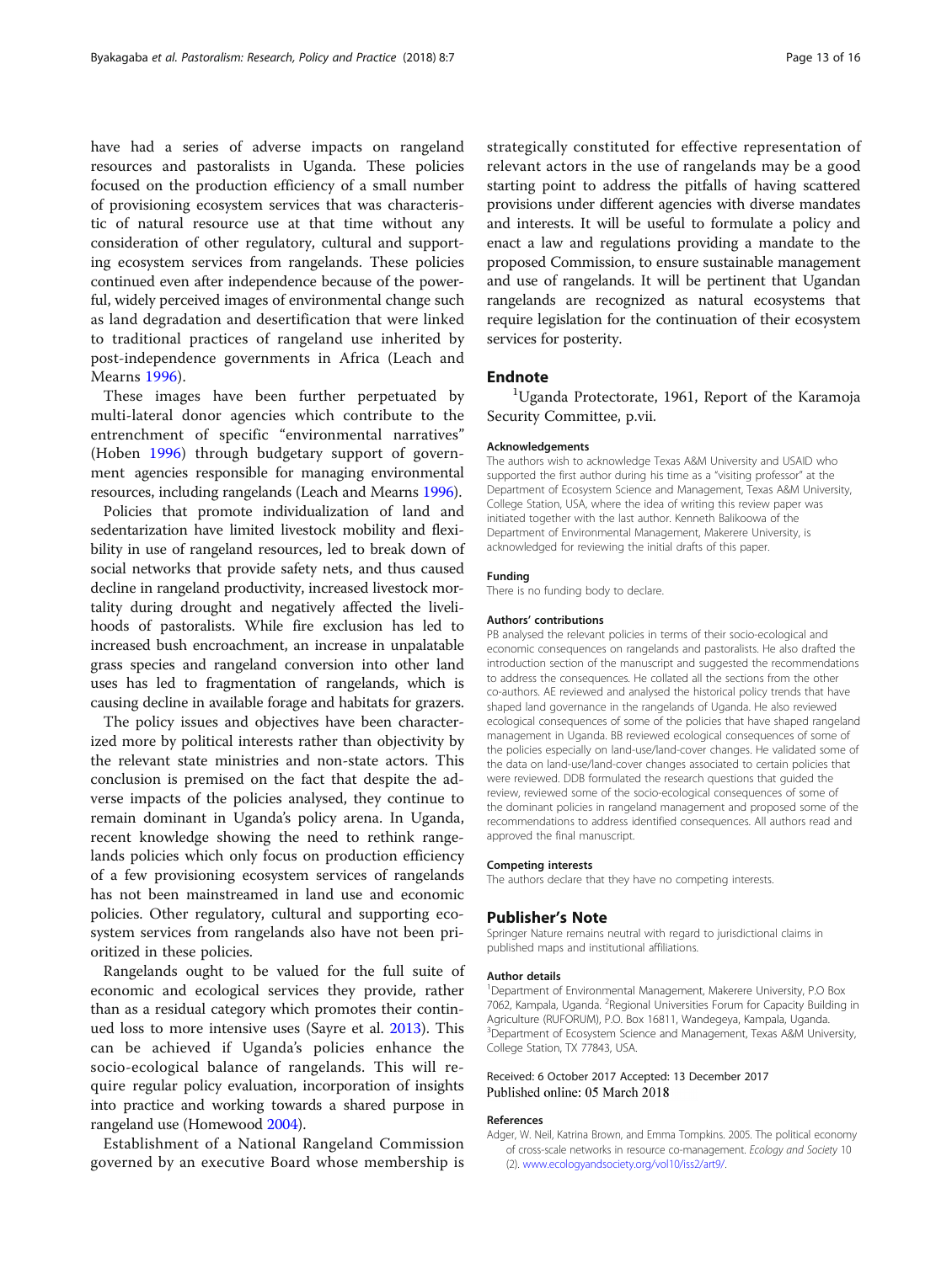have had a series of adverse impacts on rangeland resources and pastoralists in Uganda. These policies focused on the production efficiency of a small number of provisioning ecosystem services that was characteristic of natural resource use at that time without any consideration of other regulatory, cultural and supporting ecosystem services from rangelands. These policies continued even after independence because of the powerful, widely perceived images of environmental change such as land degradation and desertification that were linked to traditional practices of rangeland use inherited by post-independence governments in Africa (Leach and Mearns 1996).

These images have been further perpetuated by multi-lateral donor agencies which contribute to the entrenchment of specific "environmental narratives" (Hoben 1996) through budgetary support of government agencies responsible for managing environmental resources, including rangelands (Leach and Mearns 1996).

Policies that promote individualization of land and sedentarization have limited livestock mobility and flexibility in use of rangeland resources, led to break down of social networks that provide safety nets, and thus caused decline in rangeland productivity, increased livestock mortality during drought and negatively affected the livelihoods of pastoralists. While fire exclusion has led to increased bush encroachment, an increase in unpalatable grass species and rangeland conversion into other land uses has led to fragmentation of rangelands, which is causing decline in available forage and habitats for grazers.

The policy issues and objectives have been characterized more by political interests rather than objectivity by the relevant state ministries and non-state actors. This conclusion is premised on the fact that despite the adverse impacts of the policies analysed, they continue to remain dominant in Uganda's policy arena. In Uganda, recent knowledge showing the need to rethink rangelands policies which only focus on production efficiency of a few provisioning ecosystem services of rangelands has not been mainstreamed in land use and economic policies. Other regulatory, cultural and supporting ecosystem services from rangelands also have not been prioritized in these policies.

Rangelands ought to be valued for the full suite of economic and ecological services they provide, rather than as a residual category which promotes their continued loss to more intensive uses (Sayre et al. 2013). This can be achieved if Uganda's policies enhance the socio-ecological balance of rangelands. This will require regular policy evaluation, incorporation of insights into practice and working towards a shared purpose in rangeland use (Homewood 2004).

Establishment of a National Rangeland Commission governed by an executive Board whose membership is strategically constituted for effective representation of relevant actors in the use of rangelands may be a good starting point to address the pitfalls of having scattered provisions under different agencies with diverse mandates and interests. It will be useful to formulate a policy and enact a law and regulations providing a mandate to the proposed Commission, to ensure sustainable management and use of rangelands. It will be pertinent that Ugandan rangelands are recognized as natural ecosystems that require legislation for the continuation of their ecosystem services for posterity.

## Endnote

[1]Uganda Protectorate, 1961, Report of the Karamoja Security Committee, p.vii.

#### Acknowledgements

The authors wish to acknowledge Texas A&M University and USAID who supported the first author during his time as a "visiting professor" at the Department of Ecosystem Science and Management, Texas A&M University, College Station, USA, where the idea of writing this review paper was initiated together with the last author. Kenneth Balikoowa of the Department of Environmental Management, Makerere University, is acknowledged for reviewing the initial drafts of this paper.

#### Funding

There is no funding body to declare.

#### Authors' contributions

PB analysed the relevant policies in terms of their socio-ecological and economic consequences on rangelands and pastoralists. He also drafted the introduction section of the manuscript and suggested the recommendations to address the consequences. He collated all the sections from the other co-authors. AE reviewed and analysed the historical policy trends that have shaped land governance in the rangelands of Uganda. He also reviewed ecological consequences of some of the policies that have shaped rangeland management in Uganda. BB reviewed ecological consequences of some of the policies especially on land-use/land-cover changes. He validated some of the data on land-use/land-cover changes associated to certain policies that were reviewed. DDB formulated the research questions that guided the review, reviewed some of the socio-ecological consequences of some of the dominant policies in rangeland management and proposed some of the recommendations to address identified consequences. All authors read and approved the final manuscript.

#### Competing interests

The authors declare that they have no competing interests.

## Publisher's Note

Springer Nature remains neutral with regard to jurisdictional claims in published maps and institutional affiliations.

#### Author details

[1]Department of Environmental Management, Makerere University, P.O Box 7062, Kampala, Uganda. [2]Regional Universities Forum for Capacity Building in Agriculture (RUFORUM), P.O. Box 16811, Wandegeya, Kampala, Uganda. [3]Department of Ecosystem Science and Management, Texas A&M University, College Station, TX 77843, USA.

Received: 6 October 2017 Accepted: 13 December 2017
Published online: 05 March 2018

#### References

Adger, W. Neil, Katrina Brown, and Emma Tompkins. 2005. The political economy of cross-scale networks in resource co-management. *Ecology and Society* 10 (2). www.ecologyandsociety.org/vol10/iss2/art9/.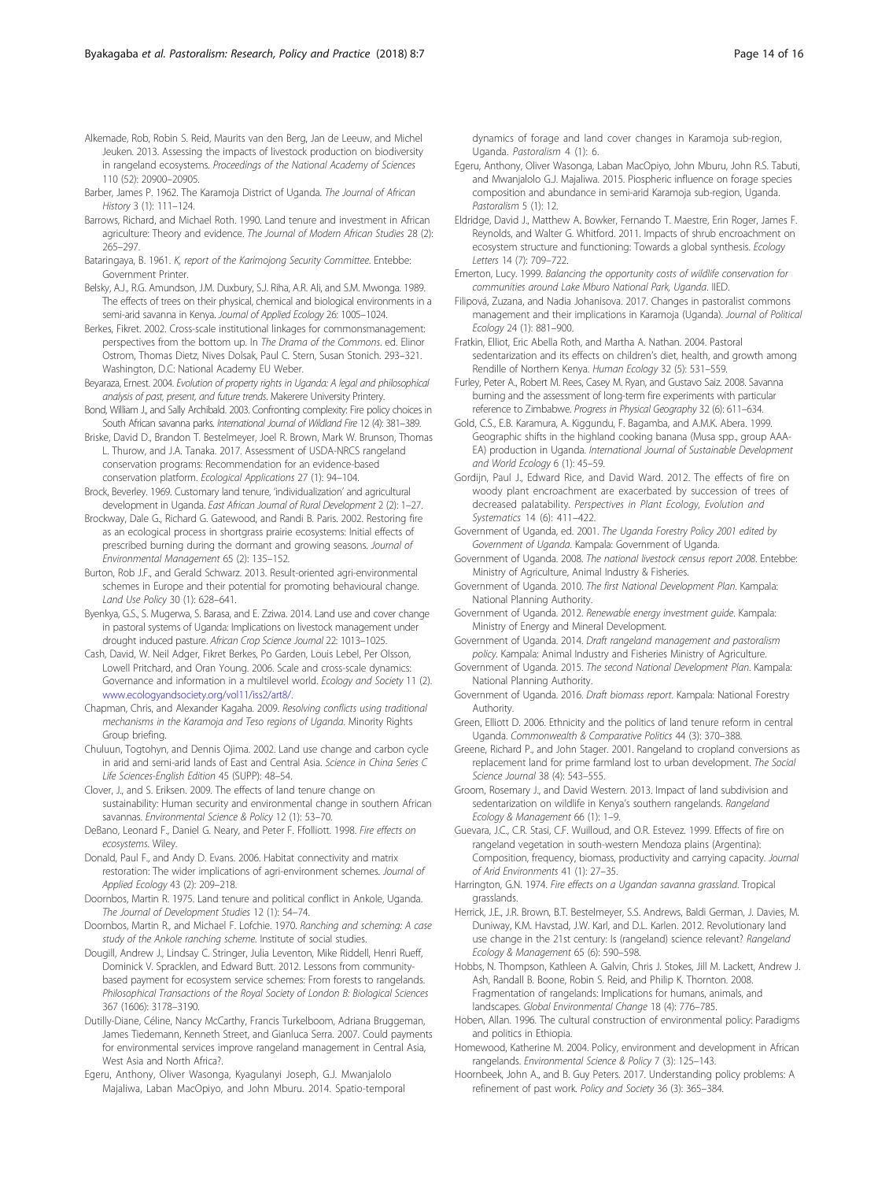Alkemade, Rob, Robin S. Reid, Maurits van den Berg, Jan de Leeuw, and Michel Jeuken. 2013. Assessing the impacts of livestock production on biodiversity in rangeland ecosystems. *Proceedings of the National Academy of Sciences* 110 (52): 20900–20905.

Barber, James P. 1962. The Karamoja District of Uganda. *The Journal of African History* 3 (1): 111–124.

Barrows, Richard, and Michael Roth. 1990. Land tenure and investment in African agriculture: Theory and evidence. *The Journal of Modern African Studies* 28 (2): 265–297.

Bataringaya, B. 1961. *K, report of the Karimojong Security Committee*. Entebbe: Government Printer.

Belsky, A.J., R.G. Amundson, J.M. Duxbury, S.J. Riha, A.R. Ali, and S.M. Mwonga. 1989. The effects of trees on their physical, chemical and biological environments in a semi-arid savanna in Kenya. *Journal of Applied Ecology* 26: 1005–1024.

Berkes, Fikret. 2002. Cross-scale institutional linkages for commonsmanagement: perspectives from the bottom up. In *The Drama of the Commons*. ed. Elinor Ostrom, Thomas Dietz, Nives Dolsak, Paul C. Stern, Susan Stonich. 293–321. Washington, D.C: National Academy EU Weber.

Beyaraza, Ernest. 2004. *Evolution of property rights in Uganda: A legal and philosophical analysis of past, present, and future trends*. Makerere University Printery.

Bond, William J., and Sally Archibald. 2003. Confronting complexity: Fire policy choices in South African savanna parks. *International Journal of Wildland Fire* 12 (4): 381–389.

Briske, David D., Brandon T. Bestelmeyer, Joel R. Brown, Mark W. Brunson, Thomas L. Thurow, and J.A. Tanaka. 2017. Assessment of USDA-NRCS rangeland conservation programs: Recommendation for an evidence-based conservation platform. *Ecological Applications* 27 (1): 94–104.

Brock, Beverley. 1969. Customary land tenure, 'individualization' and agricultural development in Uganda. *East African Journal of Rural Development* 2 (2): 1–27.

Brockway, Dale G., Richard G. Gatewood, and Randi B. Paris. 2002. Restoring fire as an ecological process in shortgrass prairie ecosystems: Initial effects of prescribed burning during the dormant and growing seasons. *Journal of Environmental Management* 65 (2): 135–152.

Burton, Rob J.F., and Gerald Schwarz. 2013. Result-oriented agri-environmental schemes in Europe and their potential for promoting behavioural change. *Land Use Policy* 30 (1): 628–641.

Byenkya, G.S., S. Mugerwa, S. Barasa, and E. Zziwa. 2014. Land use and cover change in pastoral systems of Uganda: Implications on livestock management under drought induced pasture. *African Crop Science Journal* 22: 1013–1025.

Cash, David, W. Neil Adger, Fikret Berkes, Po Garden, Louis Lebel, Per Olsson, Lowell Pritchard, and Oran Young. 2006. Scale and cross-scale dynamics: Governance and information in a multilevel world. *Ecology and Society* 11 (2). www.ecologyandsociety.org/vol11/iss2/art8/.

Chapman, Chris, and Alexander Kagaha. 2009. *Resolving conflicts using traditional mechanisms in the Karamoja and Teso regions of Uganda*. Minority Rights Group briefing.

Chuluun, Togtohyn, and Dennis Ojima. 2002. Land use change and carbon cycle in arid and semi-arid lands of East and Central Asia. *Science in China Series C Life Sciences-English Edition* 45 (SUPP): 48–54.

Clover, J., and S. Eriksen. 2009. The effects of land tenure change on sustainability: Human security and environmental change in southern African savannas. *Environmental Science & Policy* 12 (1): 53–70.

DeBano, Leonard F., Daniel G. Neary, and Peter F. Ffolliott. 1998. *Fire effects on ecosystems*. Wiley.

Donald, Paul F., and Andy D. Evans. 2006. Habitat connectivity and matrix restoration: The wider implications of agri-environment schemes. *Journal of Applied Ecology* 43 (2): 209–218.

Doornbos, Martin R. 1975. Land tenure and political conflict in Ankole, Uganda. *The Journal of Development Studies* 12 (1): 54–74.

Doornbos, Martin R., and Michael F. Lofchie. 1970. *Ranching and scheming: A case study of the Ankole ranching scheme*. Institute of social studies.

Dougill, Andrew J., Lindsay C. Stringer, Julia Leventon, Mike Riddell, Henri Rueff, Dominick V. Spracklen, and Edward Butt. 2012. Lessons from community-based payment for ecosystem service schemes: From forests to rangelands. *Philosophical Transactions of the Royal Society of London B: Biological Sciences* 367 (1606): 3178–3190.

Dutilly-Diane, Céline, Nancy McCarthy, Francis Turkelboom, Adriana Bruggeman, James Tiedemann, Kenneth Street, and Gianluca Serra. 2007. Could payments for environmental services improve rangeland management in Central Asia, West Asia and North Africa?.

Egeru, Anthony, Oliver Wasonga, Kyagulanyi Joseph, G.J. Mwanjalolo Majaliwa, Laban MacOpiyo, and John Mburu. 2014. Spatio-temporal dynamics of forage and land cover changes in Karamoja sub-region, Uganda. *Pastoralism* 4 (1): 6.

Egeru, Anthony, Oliver Wasonga, Laban MacOpiyo, John Mburu, John R.S. Tabuti, and Mwanjalolo G.J. Majaliwa. 2015. Piospheric influence on forage species composition and abundance in semi-arid Karamoja sub-region, Uganda. *Pastoralism* 5 (1): 12.

Eldridge, David J., Matthew A. Bowker, Fernando T. Maestre, Erin Roger, James F. Reynolds, and Walter G. Whitford. 2011. Impacts of shrub encroachment on ecosystem structure and functioning: Towards a global synthesis. *Ecology Letters* 14 (7): 709–722.

Emerton, Lucy. 1999. *Balancing the opportunity costs of wildlife conservation for communities around Lake Mburo National Park, Uganda*. IIED.

Filipová, Zuzana, and Nadia Johanisova. 2017. Changes in pastoralist commons management and their implications in Karamoja (Uganda). *Journal of Political Ecology* 24 (1): 881–900.

Fratkin, Elliot, Eric Abella Roth, and Martha A. Nathan. 2004. Pastoral sedentarization and its effects on children's diet, health, and growth among Rendille of Northern Kenya. *Human Ecology* 32 (5): 531–559.

Furley, Peter A., Robert M. Rees, Casey M. Ryan, and Gustavo Saiz. 2008. Savanna burning and the assessment of long-term fire experiments with particular reference to Zimbabwe. *Progress in Physical Geography* 32 (6): 611–634.

Gold, C.S., E.B. Karamura, A. Kiggundu, F. Bagamba, and A.M.K. Abera. 1999. Geographic shifts in the highland cooking banana (Musa spp., group AAA-EA) production in Uganda. *International Journal of Sustainable Development and World Ecology* 6 (1): 45–59.

Gordijn, Paul J., Edward Rice, and David Ward. 2012. The effects of fire on woody plant encroachment are exacerbated by succession of trees of decreased palatability. *Perspectives in Plant Ecology, Evolution and Systematics* 14 (6): 411–422.

Government of Uganda, ed. 2001. *The Uganda Forestry Policy 2001 edited by Government of Uganda*. Kampala: Government of Uganda.

Government of Uganda. 2008. *The national livestock census report 2008*. Entebbe: Ministry of Agriculture, Animal Industry & Fisheries.

Government of Uganda. 2010. *The first National Development Plan*. Kampala: National Planning Authority.

Government of Uganda. 2012. *Renewable energy investment guide*. Kampala: Ministry of Energy and Mineral Development.

Government of Uganda. 2014. *Draft rangeland management and pastoralism policy*. Kampala: Animal Industry and Fisheries Ministry of Agriculture.

Government of Uganda. 2015. *The second National Development Plan*. Kampala: National Planning Authority.

Government of Uganda. 2016. *Draft biomass report*. Kampala: National Forestry Authority.

Green, Elliott D. 2006. Ethnicity and the politics of land tenure reform in central Uganda. *Commonwealth & Comparative Politics* 44 (3): 370–388.

Greene, Richard P., and John Stager. 2001. Rangeland to cropland conversions as replacement land for prime farmland lost to urban development. *The Social Science Journal* 38 (4): 543–555.

Groom, Rosemary J., and David Western. 2013. Impact of land subdivision and sedentarization on wildlife in Kenya's southern rangelands. *Rangeland Ecology & Management* 66 (1): 1–9.

Guevara, J.C., C.R. Stasi, C.F. Wuilloud, and O.R. Estevez. 1999. Effects of fire on rangeland vegetation in south-western Mendoza plains (Argentina): Composition, frequency, biomass, productivity and carrying capacity. *Journal of Arid Environments* 41 (1): 27–35.

Harrington, G.N. 1974. *Fire effects on a Ugandan savanna grassland*. Tropical grasslands.

Herrick, J.E., J.R. Brown, B.T. Bestelmeyer, S.S. Andrews, Baldi German, J. Davies, M. Duniway, K.M. Havstad, J.W. Karl, and D.L. Karlen. 2012. Revolutionary land use change in the 21st century: Is (rangeland) science relevant? *Rangeland Ecology & Management* 65 (6): 590–598.

Hobbs, N. Thompson, Kathleen A. Galvin, Chris J. Stokes, Jill M. Lackett, Andrew J. Ash, Randall B. Boone, Robin S. Reid, and Philip K. Thornton. 2008. Fragmentation of rangelands: Implications for humans, animals, and landscapes. *Global Environmental Change* 18 (4): 776–785.

Hoben, Allan. 1996. The cultural construction of environmental policy: Paradigms and politics in Ethiopia.

Homewood, Katherine M. 2004. Policy, environment and development in African rangelands. *Environmental Science & Policy* 7 (3): 125–143.

Hoornbeek, John A., and B. Guy Peters. 2017. Understanding policy problems: A refinement of past work. *Policy and Society* 36 (3): 365–384.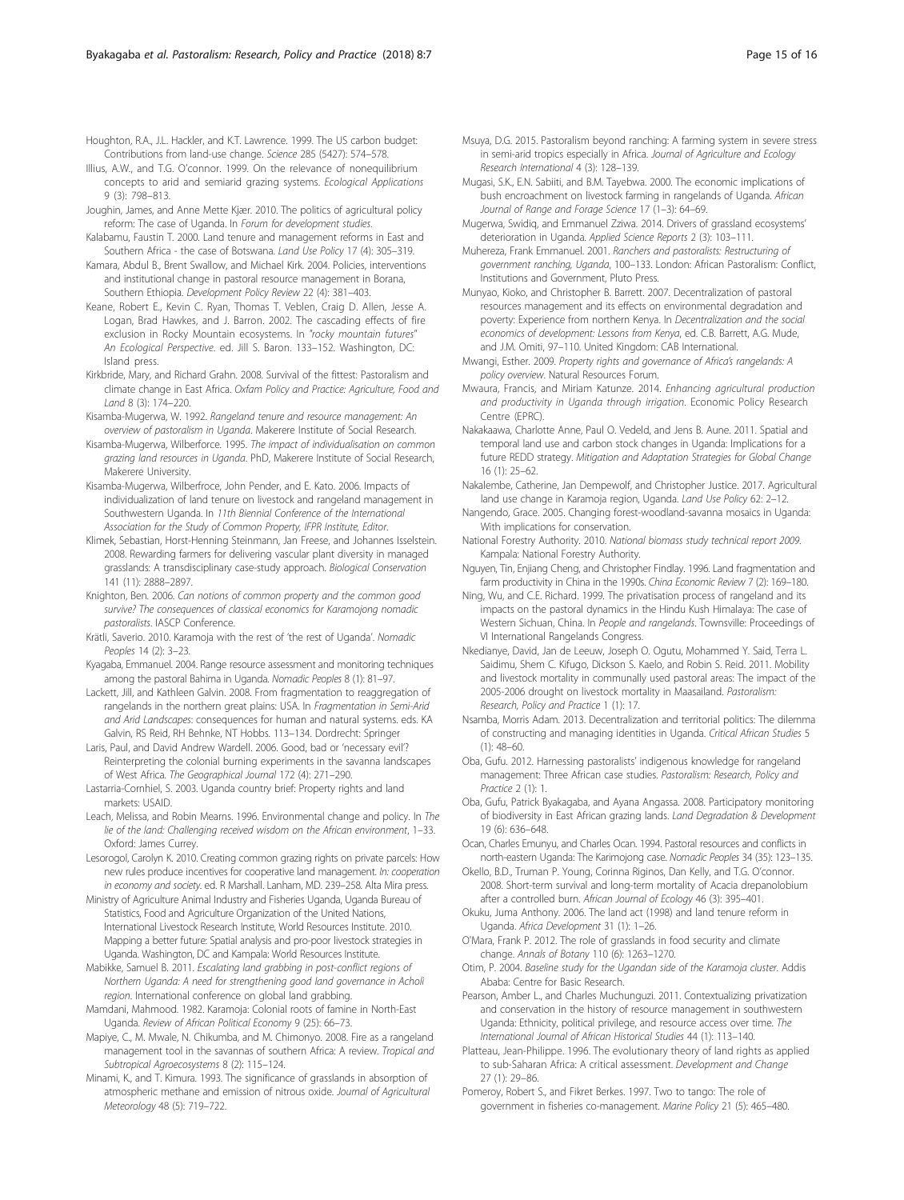Houghton, R.A., J.L. Hackler, and K.T. Lawrence. 1999. The US carbon budget: Contributions from land-use change. *Science* 285 (5427): 574–578.

Illius, A.W., and T.G. O'connor. 1999. On the relevance of nonequilibrium concepts to arid and semiarid grazing systems. *Ecological Applications* 9 (3): 798–813.

Joughin, James, and Anne Mette Kjær. 2010. The politics of agricultural policy reform: The case of Uganda. In *Forum for development studies*.

Kalabamu, Faustin T. 2000. Land tenure and management reforms in East and Southern Africa - the case of Botswana. *Land Use Policy* 17 (4): 305–319.

Kamara, Abdul B., Brent Swallow, and Michael Kirk. 2004. Policies, interventions and institutional change in pastoral resource management in Borana, Southern Ethiopia. *Development Policy Review* 22 (4): 381–403.

Keane, Robert E., Kevin C. Ryan, Thomas T. Veblen, Craig D. Allen, Jesse A. Logan, Brad Hawkes, and J. Barron. 2002. The cascading effects of fire exclusion in Rocky Mountain ecosystems. In *"rocky mountain futures" An Ecological Perspective*. ed. Jill S. Baron. 133–152. Washington, DC: Island press.

Kirkbride, Mary, and Richard Grahn. 2008. Survival of the fittest: Pastoralism and climate change in East Africa. *Oxfam Policy and Practice: Agriculture, Food and Land* 8 (3): 174–220.

Kisamba-Mugerwa, W. 1992. *Rangeland tenure and resource management: An overview of pastoralism in Uganda*. Makerere Institute of Social Research.

Kisamba-Mugerwa, Wilberforce. 1995. *The impact of individualisation on common grazing land resources in Uganda*. PhD, Makerere Institute of Social Research, Makerere University.

Kisamba-Mugerwa, Wilberfroce, John Pender, and E. Kato. 2006. Impacts of individualization of land tenure on livestock and rangeland management in Southwestern Uganda. In *11th Biennial Conference of the International Association for the Study of Common Property, IFPR Institute, Editor*.

Klimek, Sebastian, Horst-Henning Steinmann, Jan Freese, and Johannes Isselstein. 2008. Rewarding farmers for delivering vascular plant diversity in managed grasslands: A transdisciplinary case-study approach. *Biological Conservation* 141 (11): 2888–2897.

Knighton, Ben. 2006. *Can notions of common property and the common good survive? The consequences of classical economics for Karamojong nomadic pastoralists*. IASCP Conference.

Krätli, Saverio. 2010. Karamoja with the rest of 'the rest of Uganda'. *Nomadic Peoples* 14 (2): 3–23.

Kyagaba, Emmanuel. 2004. Range resource assessment and monitoring techniques among the pastoral Bahima in Uganda. *Nomadic Peoples* 8 (1): 81–97.

Lackett, Jill, and Kathleen Galvin. 2008. From fragmentation to reaggregation of rangelands in the northern great plains: USA. In *Fragmentation in Semi-Arid and Arid Landscapes*: consequences for human and natural systems. eds. KA Galvin, RS Reid, RH Behnke, NT Hobbs. 113–134. Dordrecht: Springer

Laris, Paul, and David Andrew Wardell. 2006. Good, bad or 'necessary evil'? Reinterpreting the colonial burning experiments in the savanna landscapes of West Africa. *The Geographical Journal* 172 (4): 271–290.

Lastarria-Cornhiel, S. 2003. Uganda country brief: Property rights and land markets: USAID.

Leach, Melissa, and Robin Mearns. 1996. Environmental change and policy. In *The lie of the land: Challenging received wisdom on the African environment*, 1–33. Oxford: James Currey.

Lesorogol, Carolyn K. 2010. Creating common grazing rights on private parcels: How new rules produce incentives for cooperative land management. *In: cooperation in economy and society*. ed. R Marshall. Lanham, MD. 239–258. Alta Mira press.

Ministry of Agriculture Animal Industry and Fisheries Uganda, Uganda Bureau of Statistics, Food and Agriculture Organization of the United Nations, International Livestock Research Institute, World Resources Institute. 2010. Mapping a better future: Spatial analysis and pro-poor livestock strategies in Uganda. Washington, DC and Kampala: World Resources Institute.

Mabikke, Samuel B. 2011. *Escalating land grabbing in post-conflict regions of Northern Uganda: A need for strengthening good land governance in Acholi region*. International conference on global land grabbing.

Mamdani, Mahmood. 1982. Karamoja: Colonial roots of famine in North-East Uganda. *Review of African Political Economy* 9 (25): 66–73.

Mapiye, C., M. Mwale, N. Chikumba, and M. Chimonyo. 2008. Fire as a rangeland management tool in the savannas of southern Africa: A review. *Tropical and Subtropical Agroecosystems* 8 (2): 115–124.

Minami, K., and T. Kimura. 1993. The significance of grasslands in absorption of atmospheric methane and emission of nitrous oxide. *Journal of Agricultural Meteorology* 48 (5): 719–722.

Msuya, D.G. 2015. Pastoralism beyond ranching: A farming system in severe stress in semi-arid tropics especially in Africa. *Journal of Agriculture and Ecology Research International* 4 (3): 128–139.

Mugasi, S.K., E.N. Sabiiti, and B.M. Tayebwa. 2000. The economic implications of bush encroachment on livestock farming in rangelands of Uganda. *African Journal of Range and Forage Science* 17 (1–3): 64–69.

Mugerwa, Swidiq, and Emmanuel Zziwa. 2014. Drivers of grassland ecosystems' deterioration in Uganda. *Applied Science Reports* 2 (3): 103–111.

Muhereza, Frank Emmanuel. 2001. *Ranchers and pastoralists: Restructuring of government ranching, Uganda*, 100–133. London: African Pastoralism: Conflict, Institutions and Government, Pluto Press.

Munyao, Kioko, and Christopher B. Barrett. 2007. Decentralization of pastoral resources management and its effects on environmental degradation and poverty: Experience from northern Kenya. In *Decentralization and the social economics of development: Lessons from Kenya*, ed. C.B. Barrett, A.G. Mude, and J.M. Omiti, 97–110. United Kingdom: CAB International.

Mwangi, Esther. 2009. *Property rights and governance of Africa's rangelands: A policy overview*. Natural Resources Forum.

Mwaura, Francis, and Miriam Katunze. 2014. *Enhancing agricultural production and productivity in Uganda through irrigation*. Economic Policy Research Centre (EPRC).

Nakakaawa, Charlotte Anne, Paul O. Vedeld, and Jens B. Aune. 2011. Spatial and temporal land use and carbon stock changes in Uganda: Implications for a future REDD strategy. *Mitigation and Adaptation Strategies for Global Change* 16 (1): 25–62.

Nakalembe, Catherine, Jan Dempewolf, and Christopher Justice. 2017. Agricultural land use change in Karamoja region, Uganda. *Land Use Policy* 62: 2–12.

Nangendo, Grace. 2005. Changing forest-woodland-savanna mosaics in Uganda: With implications for conservation.

National Forestry Authority. 2010. *National biomass study technical report 2009*. Kampala: National Forestry Authority.

Nguyen, Tin, Enjiang Cheng, and Christopher Findlay. 1996. Land fragmentation and farm productivity in China in the 1990s. *China Economic Review* 7 (2): 169–180.

Ning, Wu, and C.E. Richard. 1999. The privatisation process of rangeland and its impacts on the pastoral dynamics in the Hindu Kush Himalaya: The case of Western Sichuan, China. In *People and rangelands*. Townsville: Proceedings of VI International Rangelands Congress.

Nkedianye, David, Jan de Leeuw, Joseph O. Ogutu, Mohammed Y. Said, Terra L. Saidimu, Shem C. Kifugo, Dickson S. Kaelo, and Robin S. Reid. 2011. Mobility and livestock mortality in communally used pastoral areas: The impact of the 2005-2006 drought on livestock mortality in Maasailand. *Pastoralism: Research, Policy and Practice* 1 (1): 17.

Nsamba, Morris Adam. 2013. Decentralization and territorial politics: The dilemma of constructing and managing identities in Uganda. *Critical African Studies* 5 (1): 48–60.

Oba, Gufu. 2012. Harnessing pastoralists' indigenous knowledge for rangeland management: Three African case studies. *Pastoralism: Research, Policy and Practice* 2 (1): 1.

Oba, Gufu, Patrick Byakagaba, and Ayana Angassa. 2008. Participatory monitoring of biodiversity in East African grazing lands. *Land Degradation & Development* 19 (6): 636–648.

Ocan, Charles Emunyu, and Charles Ocan. 1994. Pastoral resources and conflicts in north-eastern Uganda: The Karimojong case. *Nomadic Peoples* 34 (35): 123–135.

Okello, B.D., Truman P. Young, Corinna Riginos, Dan Kelly, and T.G. O'connor. 2008. Short-term survival and long-term mortality of Acacia drepanolobium after a controlled burn. *African Journal of Ecology* 46 (3): 395–401.

Okuku, Juma Anthony. 2006. The land act (1998) and land tenure reform in Uganda. *Africa Development* 31 (1): 1–26.

O'Mara, Frank P. 2012. The role of grasslands in food security and climate change. *Annals of Botany* 110 (6): 1263–1270.

Otim, P. 2004. *Baseline study for the Ugandan side of the Karamoja cluster*. Addis Ababa: Centre for Basic Research.

Pearson, Amber L., and Charles Muchunguzi. 2011. Contextualizing privatization and conservation in the history of resource management in southwestern Uganda: Ethnicity, political privilege, and resource access over time. *The International Journal of African Historical Studies* 44 (1): 113–140.

Platteau, Jean-Philippe. 1996. The evolutionary theory of land rights as applied to sub-Saharan Africa: A critical assessment. *Development and Change* 27 (1): 29–86.

Pomeroy, Robert S., and Fikret Berkes. 1997. Two to tango: The role of government in fisheries co-management. *Marine Policy* 21 (5): 465–480.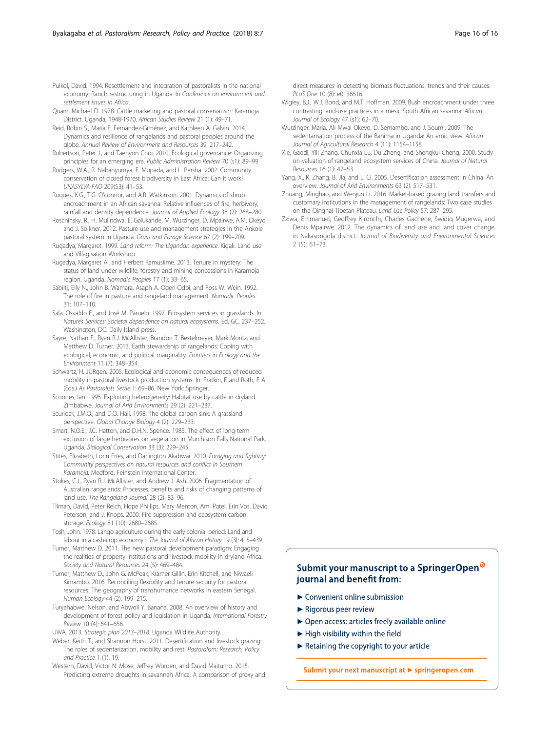Pulkol, David. 1994. Resettlement and integration of pastoralists in the national economy: Ranch restructuring in Uganda. In *Conference on environment and settlement issues in Africa*.

Quam, Michael D. 1978. Cattle marketing and pastoral conservatism: Karamoja District, Uganda, 1948-1970. *African Studies Review* 21 (1): 49–71.

Reid, Robin S., María E. Fernández-Giménez, and Kathleen A. Galvin. 2014. Dynamics and resilience of rangelands and pastoral peoples around the globe. *Annual Review of Environment and Resources* 39: 217–242.

Robertson, Peter J., and Taehyon Choi. 2010. Ecological governance: Organizing principles for an emerging era. *Public Administration Review* 70 (s1): 89–99

Rodgers, W.A., R. Nabanyumya, E. Mupada, and L. Persha. 2002. Community conservation of closed forest biodiversity in East Africa: Can it work? *UNASYLVA-FAO* 209(53): 41–53.

Roques, K.G., T.G. O'connor, and A.R. Watkinson. 2001. Dynamics of shrub encroachment in an African savanna: Relative influences of fire, herbivory, rainfall and density dependence. *Journal of Applied Ecology* 38 (2): 268–280.

Roschinsky, R., H. Mulindwa, E. Galukande, M. Wurzinger, D. Mpairwe, A.M. Okeyo, and J. Sölkner. 2012. Pasture use and management strategies in the Ankole pastoral system in Uganda. *Grass and Forage Science* 67 (2): 199–209.

Rugadya, Margaret. 1999. *Land reform: The Ugandan experience*. Kigali: Land use and Villagisation Workshop.

Rugadya, Margaret A., and Herbert Kamusiime. 2013. Tenure in mystery: The status of land under wildlife, forestry and mining concessions in Karamoja region, Uganda. *Nomadic Peoples* 17 (1): 33–65.

Sabiiti, Elly N., John B. Wamara, Asaph A. Ogen-Odoi, and Ross W. Wein. 1992. The role of fire in pasture and rangeland management. *Nomadic Peoples* 31: 107–110.

Sala, Osvaldo E., and José M. Paruelo. 1997. Ecosystem services in grasslands. *In Nature's Services: Societal dependence on natural ecosystems*. Ed. GC. 237–252. Washington, DC: Daily Island press.

Sayre, Nathan F., Ryan R.J. McAllister, Brandon T. Bestelmeyer, Mark Moritz, and Matthew D. Turner. 2013. Earth stewardship of rangelands: Coping with ecological, economic, and political marginality. *Frontiers in Ecology and the Environment* 11 (7): 348–354.

Schwartz, H. JÜRgen. 2005. Ecological and economic consequences of reduced mobility in pastoral livestock production systems. In: Fratkin, E and Roth, E A (Eds.) *As Pastoralists Settle* 1: 69–86. New York: Springer.

Scoones, Ian. 1995. Exploiting heterogeneity: Habitat use by cattle in dryland Zimbabwe. *Journal of Arid Environments* 29 (2): 221–237.

Scurlock, J.M.O., and D.O. Hall. 1998. The global carbon sink: A grassland perspective. *Global Change Biology* 4 (2): 229–233.

Smart, N.O.E., J.C. Hatton, and D.H.N. Spence. 1985. The effect of long-term exclusion of large herbivores on vegetation in Murchison Falls National Park, Uganda. *Biological Conservation* 33 (3): 229–245.

Stites, Elizabeth, Lorin Fries, and Darlington Akabwai. 2010. *Foraging and fighting: Community perspectives on natural resources and conflict in Southern Karamoja*. Medford: Feinstein International Center.

Stokes, C.J., Ryan R.J. McAllister, and Andrew J. Ash. 2006. Fragmentation of Australian rangelands: Processes, benefits and risks of changing patterns of land use. *The Rangeland Journal* 28 (2): 83–96.

Tilman, David, Peter Reich, Hope Phillips, Mary Menton, Ami Patel, Erin Vos, David Peterson, and J. Knops. 2000. Fire suppression and ecosystem carbon storage. *Ecology* 81 (10): 2680–2685.

Tosh, John. 1978. Lango agriculture during the early colonial period: Land and labour in a cash-crop economy1. *The Journal of African History* 19 (3): 415–439.

Turner, Matthew D. 2011. The new pastoral development paradigm: Engaging the realities of property institutions and livestock mobility in dryland Africa. *Society and Natural Resources* 24 (5): 469–484.

Turner, Matthew D., John G. McPeak, Kramer Gillin, Erin Kitchell, and Niwaeli Kimambo. 2016. Reconciling flexibility and tenure security for pastoral resources: The geography of transhumance networks in eastern Senegal. *Human Ecology* 44 (2): 199–215.

Turyahabwe, Nelson, and Abwoli Y. Banana. 2008. An overview of history and development of forest policy and legislation in Uganda. *International Forestry Review* 10 (4): 641–656.

UWA. 2013. *Strategic plan 2013–2018*. Uganda Wildlife Authority.

Weber, Keith T., and Shannon Horst. 2011. Desertification and livestock grazing: The roles of sedentarization, mobility and rest. *Pastoralism: Research, Policy and Practice* 1 (1): 19.

Western, David, Victor N. Mose, Jeffrey Worden, and David Maitumo. 2015. Predicting extreme droughts in savannah Africa: A comparison of proxy and direct measures in detecting biomass fluctuations, trends and their causes. *PLoS One* 10 (8): e0136516.

Wigley, B.J., W.J. Bond, and M.T. Hoffman. 2009. Bush encroachment under three contrasting land-use practices in a mesic South African savanna. *African Journal of Ecology* 47 (s1): 62–70.

Wurzinger, Maria, Ali Mwai Okeyo, D. Semambo, and J. Souml. 2009. The sedentarisation process of the Bahima in Uganda: An emic view. *African Journal of Agricultural Research* 4 (11): 1154–1158.

Xie, Gaodi, Yili Zhang, Chunxia Lu, Du Zheng, and Shengkui Cheng. 2000. Study on valuation of rangeland ecosystem services of China. *Journal of Natural Resources* 16 (1): 47–53.

Yang, X., K. Zhang, B. Jia, and L. Ci. 2005. Desertification assessment in China: An overview. *Journal of Arid Environments* 63 (2): 517–531.

Zhuang, Minghao, and Wenjun Li. 2016. Market-based grazing land transfers and customary institutions in the management of rangelands: Two case studies on the Qinghai-Tibetan Plateau. *Land Use Policy* 57: 287–295.

Zziwa, Emmanuel, Geoffrey Kironchi, Charles Gachene, Swidiq Mugerwa, and Denis Mpairwe. 2012. The dynamics of land use and land cover change in Nakasongola district. *Journal of Biodiversity and Environmental Sciences* 2 (5): 61–73.

**Submit your manuscript to a SpringerOpen journal and benefit from:**

- ► Convenient online submission
- ► Rigorous peer review
- ► Open access: articles freely available online
- ► High visibility within the field
- ► Retaining the copyright to your article

**Submit your next manuscript at ► springeropen.com**